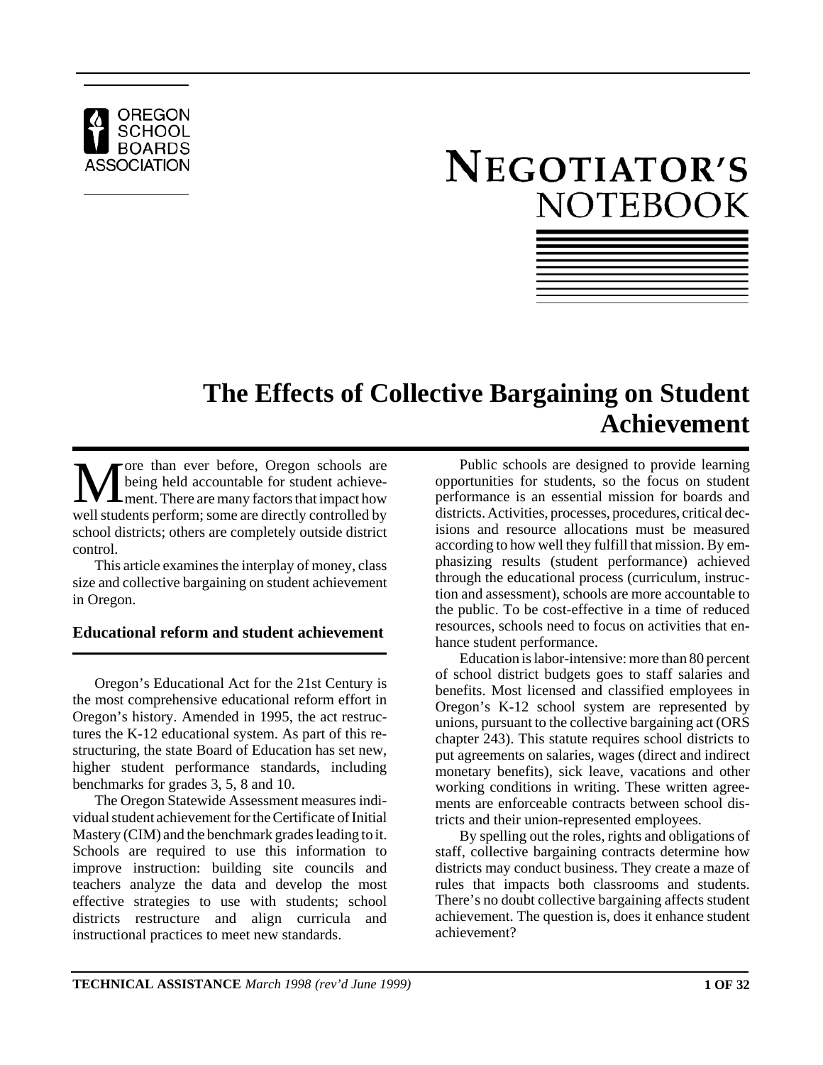OREGON SCHOOL BOARDS ASSOCIATION

# NEGOTIATOR'S NOTEBOOK

## The Effects of Collective Bargaining on Student Achievement

More than ever before, Oregon schools are being held accountable for student achievement. There are many factors that impact how well students perform; some are directly controlled by school districts; others are completely outside district control.

This article examines the interplay of money, class size and collective bargaining on student achievement in Oregon.

### Educational reform and student achievement

Oregon's Educational Act for the 21st Century is the most comprehensive educational reform effort in Oregon's history. Amended in 1995, the act restructures the K-12 educational system. As part of this restructuring, the state Board of Education has set new, higher student performance standards, including benchmarks for grades 3, 5, 8 and 10.

The Oregon Statewide Assessment measures individual student achievement for the Certificate of Initial Mastery (CIM) and the benchmark grades leading to it. Schools are required to use this information to improve instruction: building site councils and teachers analyze the data and develop the most effective strategies to use with students; school districts restructure and align curricula and instructional practices to meet new standards.

Public schools are designed to provide learning opportunities for students, so the focus on student performance is an essential mission for boards and districts. Activities, processes, procedures, critical decisions and resource allocations must be measured according to how well they fulfill that mission. By emphasizing results (student performance) achieved through the educational process (curriculum, instruction and assessment), schools are more accountable to the public. To be cost-effective in a time of reduced resources, schools need to focus on activities that enhance student performance.

Education is labor-intensive: more than 80 percent of school district budgets goes to staff salaries and benefits. Most licensed and classified employees in Oregon's K-12 school system are represented by unions, pursuant to the collective bargaining act (ORS chapter 243). This statute requires school districts to put agreements on salaries, wages (direct and indirect monetary benefits), sick leave, vacations and other working conditions in writing. These written agreements are enforceable contracts between school districts and their union-represented employees.

By spelling out the roles, rights and obligations of staff, collective bargaining contracts determine how districts may conduct business. They create a maze of rules that impacts both classrooms and students. There's no doubt collective bargaining affects student achievement. The question is, does it enhance student achievement?

**TECHNICAL ASSISTANCE** *March 1998 (rev'd June 1999)*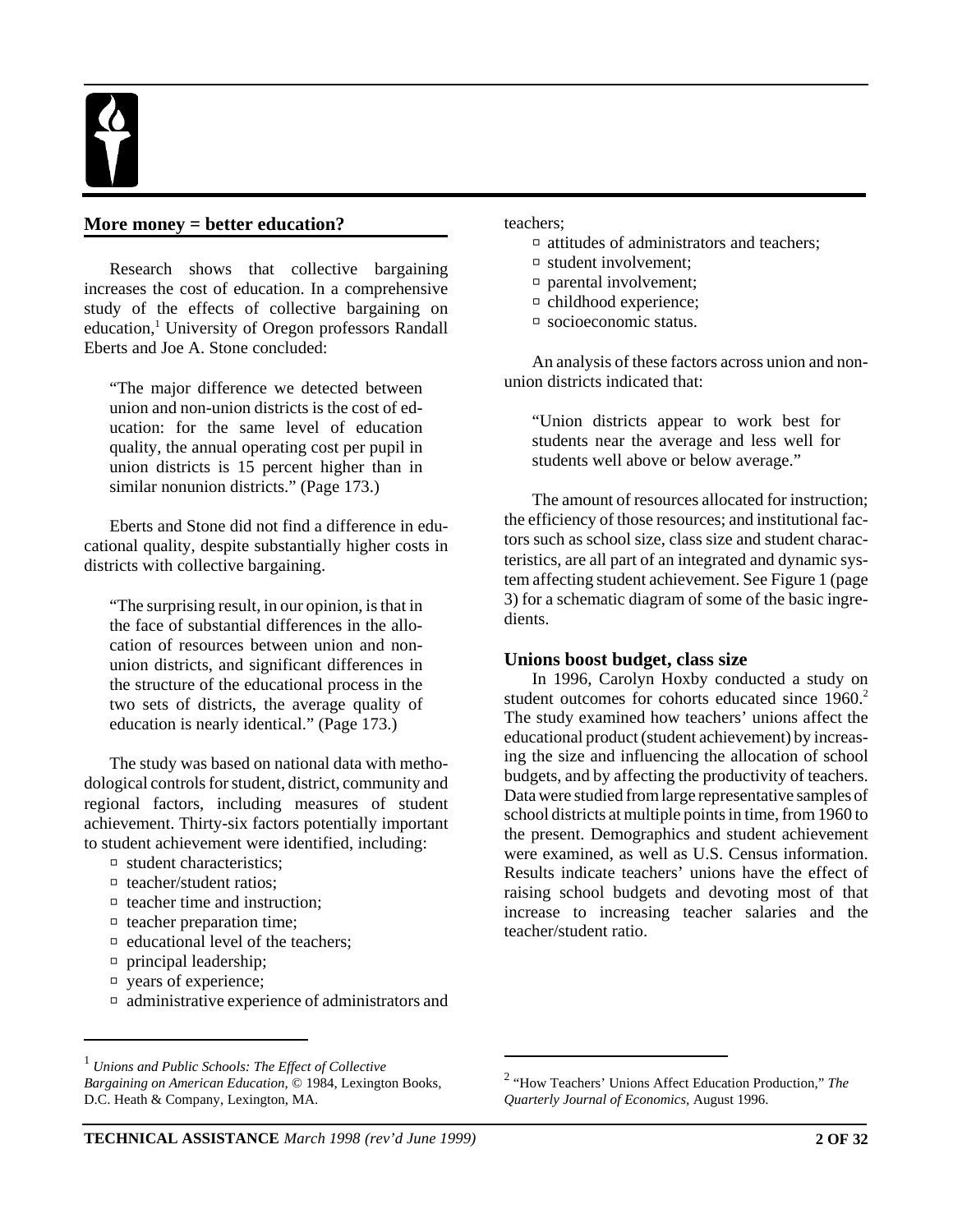## More money = better education?

Research shows that collective bargaining increases the cost of education. In a comprehensive study of the effects of collective bargaining on education,[1] University of Oregon professors Randall Eberts and Joe A. Stone concluded:

> "The major difference we detected between union and non-union districts is the cost of education: for the same level of education quality, the annual operating cost per pupil in union districts is 15 percent higher than in similar nonunion districts." (Page 173.)

Eberts and Stone did not find a difference in educational quality, despite substantially higher costs in districts with collective bargaining.

> "The surprising result, in our opinion, is that in the face of substantial differences in the allocation of resources between union and non-union districts, and significant differences in the structure of the educational process in the two sets of districts, the average quality of education is nearly identical." (Page 173.)

The study was based on national data with methodological controls for student, district, community and regional factors, including measures of student achievement. Thirty-six factors potentially important to student achievement were identified, including:

- student characteristics;
- teacher/student ratios;
- teacher time and instruction;
- teacher preparation time;
- educational level of the teachers;
- principal leadership;
- years of experience;
- administrative experience of administrators and teachers;
- attitudes of administrators and teachers;
- student involvement;
- parental involvement;
- childhood experience;
- socioeconomic status.

An analysis of these factors across union and non-union districts indicated that:

> "Union districts appear to work best for students near the average and less well for students well above or below average."

The amount of resources allocated for instruction; the efficiency of those resources; and institutional factors such as school size, class size and student characteristics, are all part of an integrated and dynamic system affecting student achievement. See Figure 1 (page 3) for a schematic diagram of some of the basic ingredients.

### Unions boost budget, class size

In 1996, Carolyn Hoxby conducted a study on student outcomes for cohorts educated since 1960.[2] The study examined how teachers' unions affect the educational product (student achievement) by increasing the size and influencing the allocation of school budgets, and by affecting the productivity of teachers. Data were studied from large representative samples of school districts at multiple points in time, from 1960 to the present. Demographics and student achievement were examined, as well as U.S. Census information. Results indicate teachers' unions have the effect of raising school budgets and devoting most of that increase to increasing teacher salaries and the teacher/student ratio.

---

[1] *Unions and Public Schools: The Effect of Collective Bargaining on American Education,* © 1984, Lexington Books, D.C. Heath & Company, Lexington, MA.

[2] "How Teachers' Unions Affect Education Production," *The Quarterly Journal of Economics,* August 1996.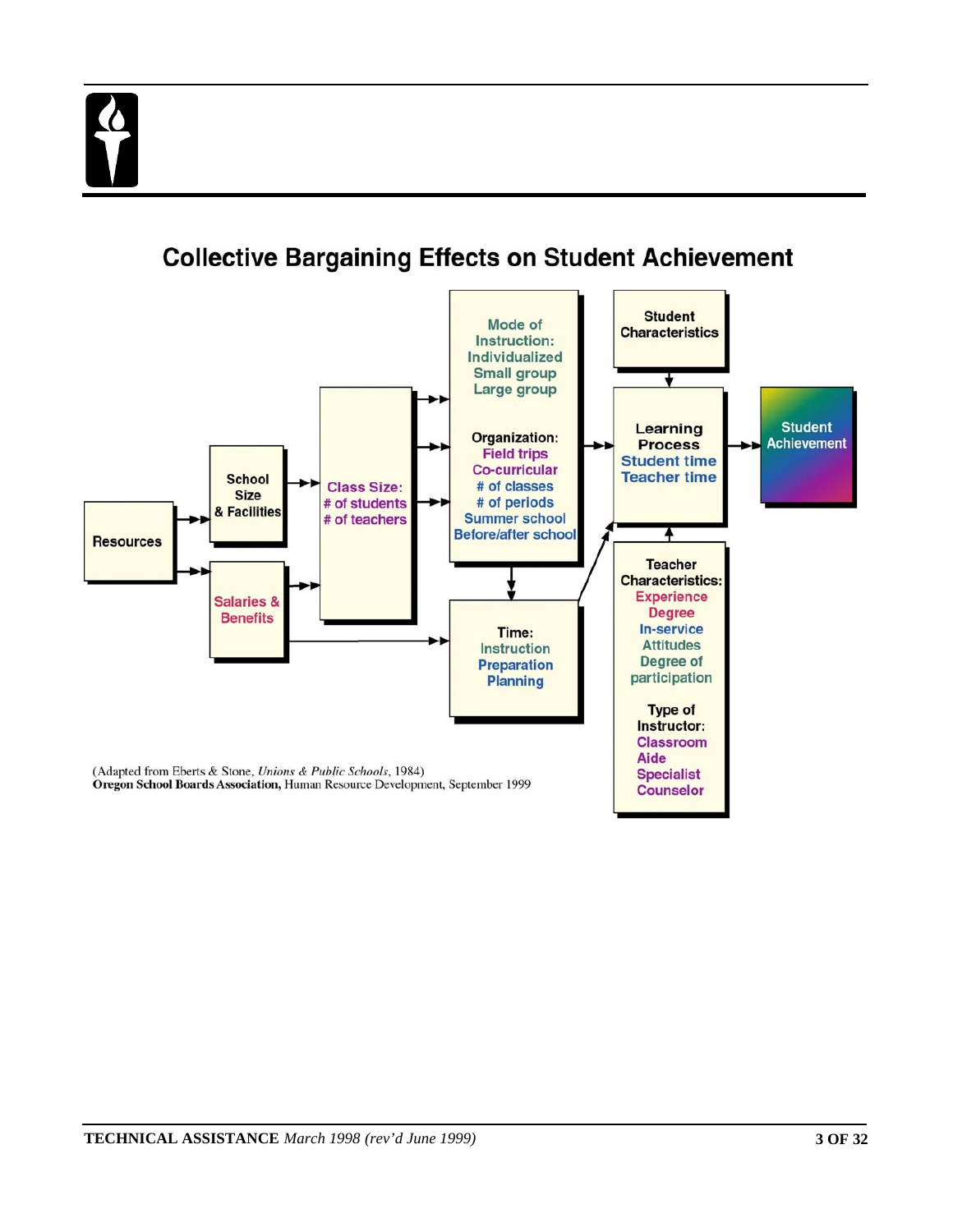## Collective Bargaining Effects on Student Achievement

Resources

School Size & Facilities

Salaries & Benefits

Class Size:
# of students
# of teachers

Mode of Instruction:
Individualized
Small group
Large group

Organization:
Field trips
Co-curricular
# of classes
# of periods
Summer school
Before/after school

Time:
Instruction
Preparation
Planning

Student Characteristics

Learning Process
Student time
Teacher time

Teacher Characteristics:
Experience
Degree
In-service
Attitudes
Degree of participation

Type of Instructor:
Classroom
Aide
Specialist
Counselor

Student Achievement

(Adapted from Eberts & Stone, *Unions & Public Schools*, 1984)
**Oregon School Boards Association,** Human Resource Development, September 1999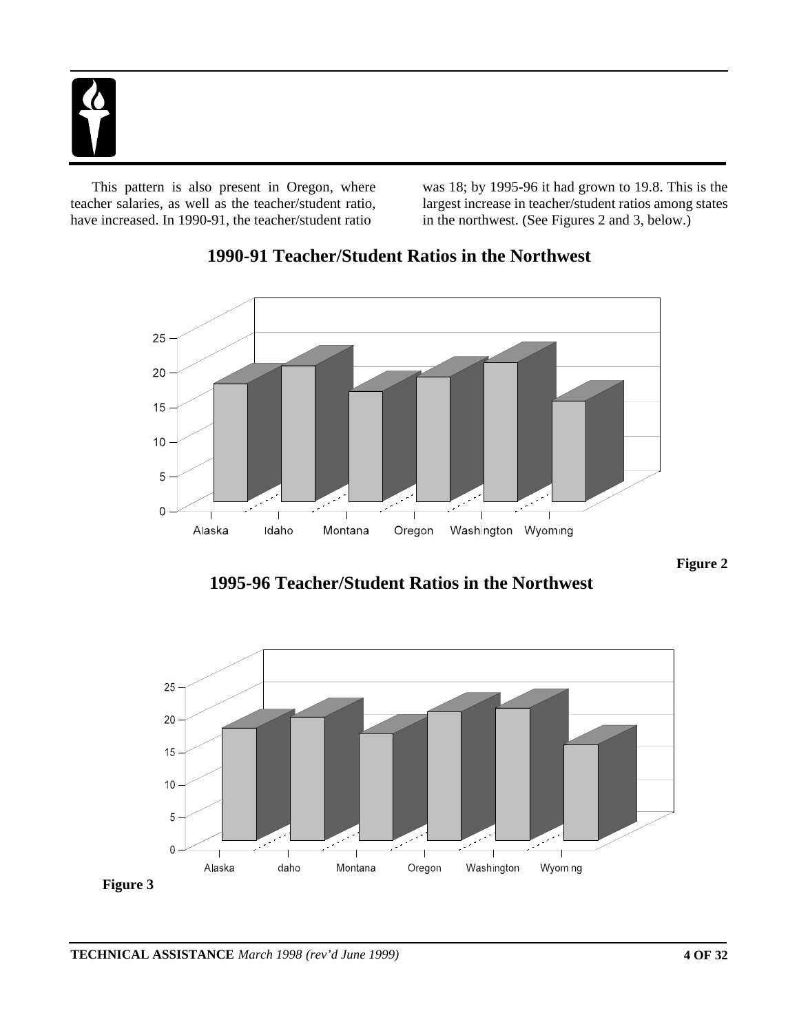This pattern is also present in Oregon, where teacher salaries, as well as the teacher/student ratio, have increased. In 1990-91, the teacher/student ratio was 18; by 1995-96 it had grown to 19.8. This is the largest increase in teacher/student ratios among states in the northwest. (See Figures 2 and 3, below.)

## 1990-91 Teacher/Student Ratios in the Northwest

**Figure 2**

## 1995-96 Teacher/Student Ratios in the Northwest

**Figure 3**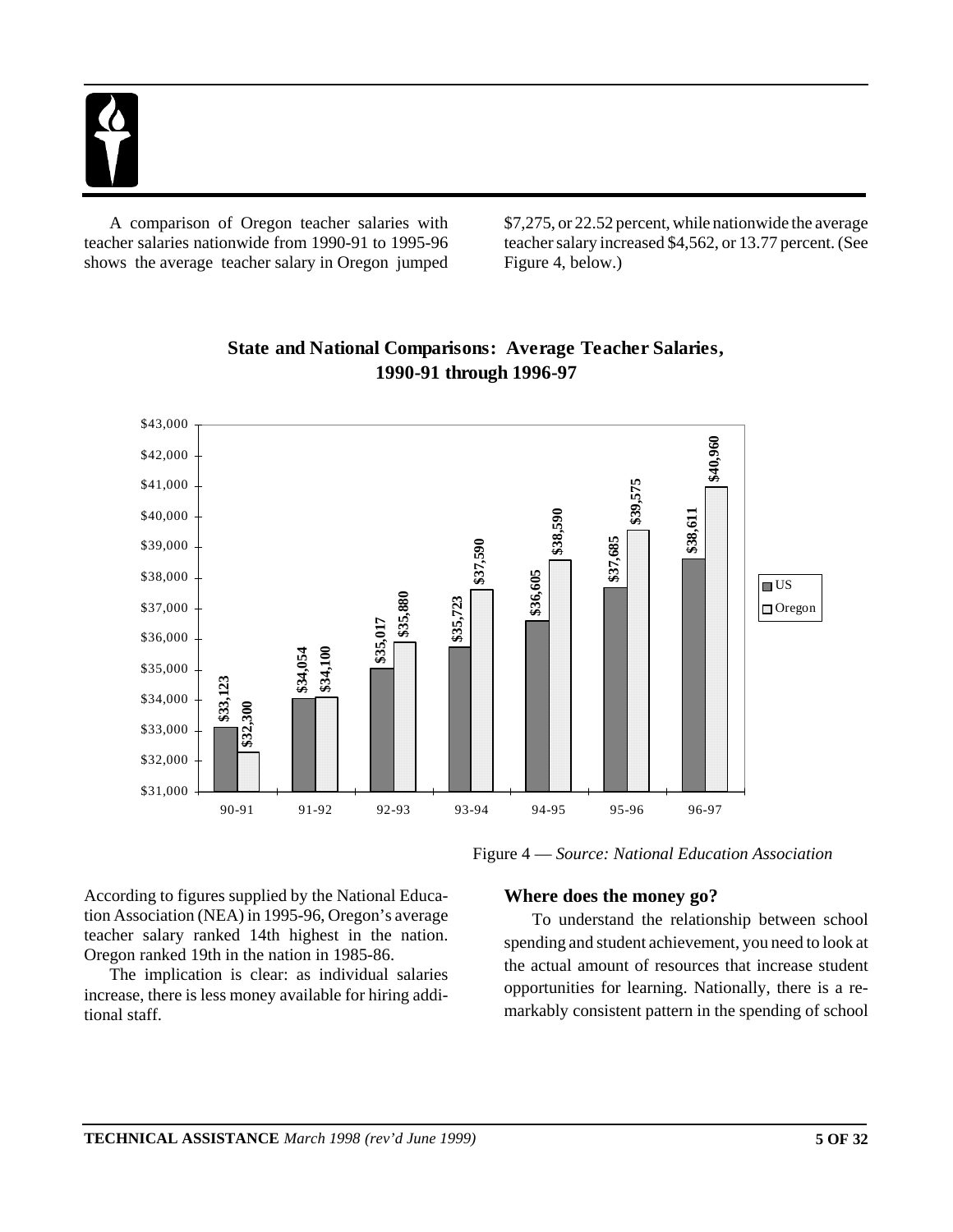A comparison of Oregon teacher salaries with teacher salaries nationwide from 1990-91 to 1995-96 shows the average teacher salary in Oregon jumped $7,275, or 22.52 percent, while nationwide the average teacher salary increased $4,562, or 13.77 percent. (See Figure 4, below.)

**State and National Comparisons: Average Teacher Salaries, 1990-91 through 1996-97**

| Year | US | Oregon |
|---|---|---|
| 90-91 | $33,123 | $32,300 |
| 91-92 | $34,054 | $34,100 |
| 92-93 | $35,017 | $35,880 |
| 93-94 | $35,723 | $37,590 |
| 94-95 | $36,605 | $38,590 |
| 95-96 | $37,685 | $39,575 |
| 96-97 | $38,611 | $40,960 |

Figure 4 — *Source: National Education Association*

According to figures supplied by the National Education Association (NEA) in 1995-96, Oregon's average teacher salary ranked 14th highest in the nation. Oregon ranked 19th in the nation in 1985-86.

The implication is clear: as individual salaries increase, there is less money available for hiring additional staff.

### Where does the money go?

To understand the relationship between school spending and student achievement, you need to look at the actual amount of resources that increase student opportunities for learning. Nationally, there is a remarkably consistent pattern in the spending of school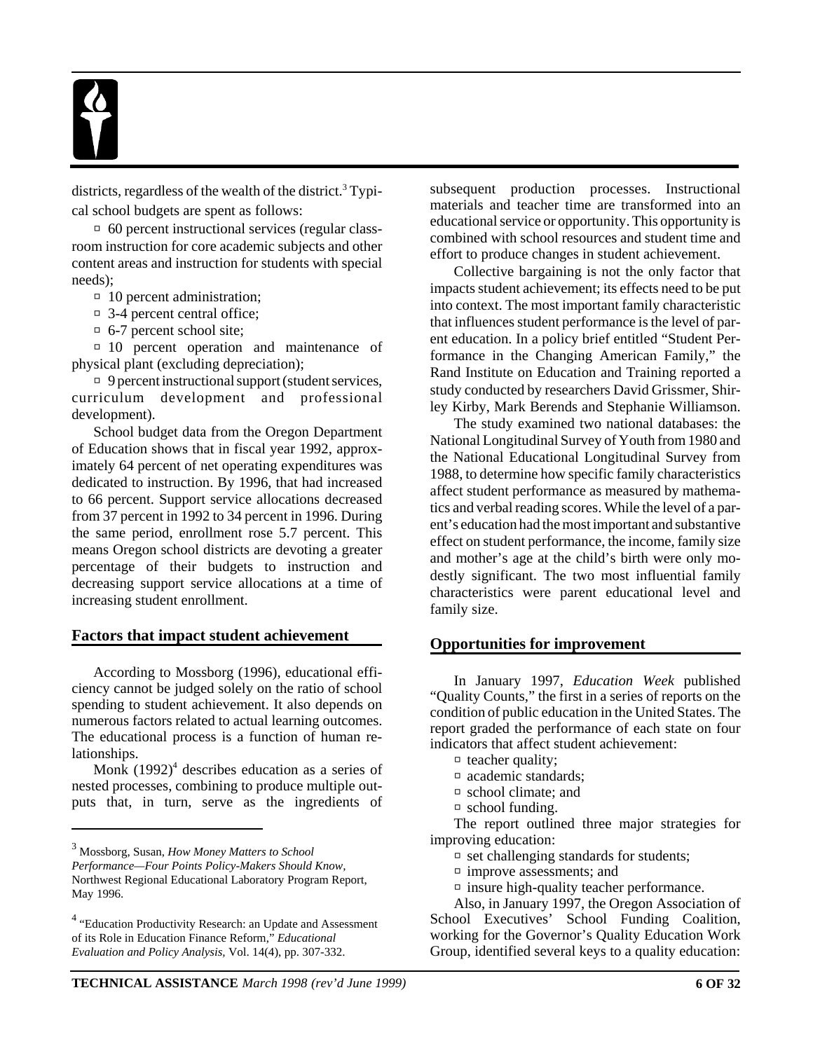districts, regardless of the wealth of the district.[3] Typical school budgets are spent as follows:

- 60 percent instructional services (regular classroom instruction for core academic subjects and other content areas and instruction for students with special needs);
- 10 percent administration;
- 3-4 percent central office;
- 6-7 percent school site;
- 10 percent operation and maintenance of physical plant (excluding depreciation);
- 9 percent instructional support (student services, curriculum development and professional development).

School budget data from the Oregon Department of Education shows that in fiscal year 1992, approximately 64 percent of net operating expenditures was dedicated to instruction. By 1996, that had increased to 66 percent. Support service allocations decreased from 37 percent in 1992 to 34 percent in 1996. During the same period, enrollment rose 5.7 percent. This means Oregon school districts are devoting a greater percentage of their budgets to instruction and decreasing support service allocations at a time of increasing student enrollment.

## Factors that impact student achievement

According to Mossborg (1996), educational efficiency cannot be judged solely on the ratio of school spending to student achievement. It also depends on numerous factors related to actual learning outcomes. The educational process is a function of human relationships.

Monk (1992)[4] describes education as a series of nested processes, combining to produce multiple outputs that, in turn, serve as the ingredients of subsequent production processes. Instructional materials and teacher time are transformed into an educational service or opportunity. This opportunity is combined with school resources and student time and effort to produce changes in student achievement.

Collective bargaining is not the only factor that impacts student achievement; its effects need to be put into context. The most important family characteristic that influences student performance is the level of parent education. In a policy brief entitled "Student Performance in the Changing American Family," the Rand Institute on Education and Training reported a study conducted by researchers David Grissmer, Shirley Kirby, Mark Berends and Stephanie Williamson.

The study examined two national databases: the National Longitudinal Survey of Youth from 1980 and the National Educational Longitudinal Survey from 1988, to determine how specific family characteristics affect student performance as measured by mathematics and verbal reading scores. While the level of a parent's education had the most important and substantive effect on student performance, the income, family size and mother's age at the child's birth were only modestly significant. The two most influential family characteristics were parent educational level and family size.

## Opportunities for improvement

In January 1997, *Education Week* published "Quality Counts," the first in a series of reports on the condition of public education in the United States. The report graded the performance of each state on four indicators that affect student achievement:

- teacher quality;
- academic standards;
- school climate; and
- school funding.

The report outlined three major strategies for improving education:

- set challenging standards for students;
- improve assessments; and
- insure high-quality teacher performance.

Also, in January 1997, the Oregon Association of School Executives' School Funding Coalition, working for the Governor's Quality Education Work Group, identified several keys to a quality education:

---

[3] Mossborg, Susan, *How Money Matters to School Performance—Four Points Policy-Makers Should Know*, Northwest Regional Educational Laboratory Program Report, May 1996.

[4] "Education Productivity Research: an Update and Assessment of its Role in Education Finance Reform," *Educational Evaluation and Policy Analysis*, Vol. 14(4), pp. 307-332.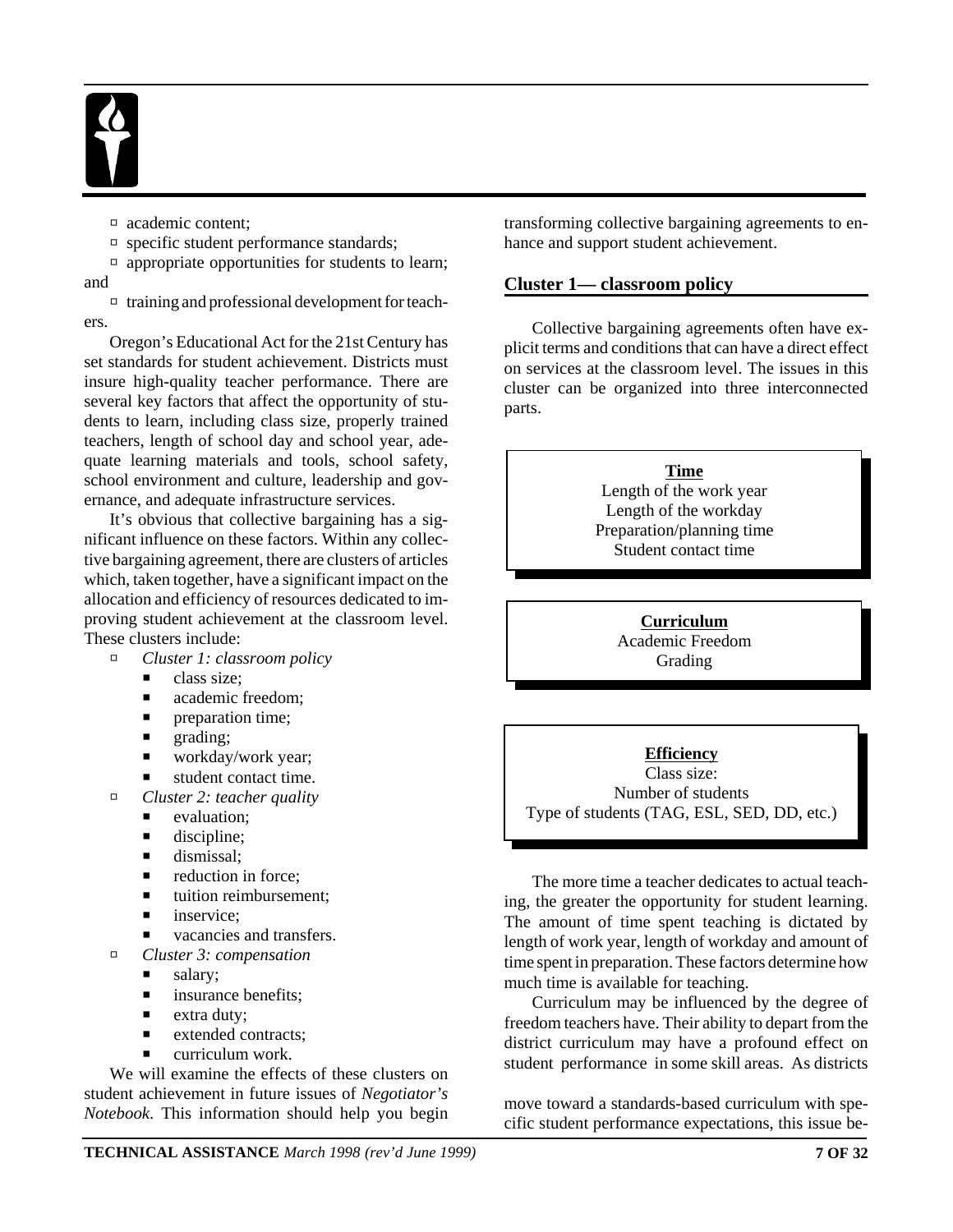- academic content;
- specific student performance standards;
- appropriate opportunities for students to learn; and
- training and professional development for teachers.

Oregon's Educational Act for the 21st Century has set standards for student achievement. Districts must insure high-quality teacher performance. There are several key factors that affect the opportunity of students to learn, including class size, properly trained teachers, length of school day and school year, adequate learning materials and tools, school safety, school environment and culture, leadership and governance, and adequate infrastructure services.

It's obvious that collective bargaining has a significant influence on these factors. Within any collective bargaining agreement, there are clusters of articles which, taken together, have a significant impact on the allocation and efficiency of resources dedicated to improving student achievement at the classroom level. These clusters include:

- *Cluster 1: classroom policy*
  - class size;
  - academic freedom;
  - preparation time;
  - grading;
  - workday/work year;
  - student contact time.
- *Cluster 2: teacher quality*
  - evaluation;
  - discipline;
  - dismissal;
  - reduction in force;
  - tuition reimbursement;
  - inservice;
  - vacancies and transfers.
- *Cluster 3: compensation*
  - salary;
  - insurance benefits;
  - extra duty;
  - extended contracts;
  - curriculum work.

We will examine the effects of these clusters on student achievement in future issues of *Negotiator's Notebook*. This information should help you begin transforming collective bargaining agreements to enhance and support student achievement.

## Cluster 1— classroom policy

Collective bargaining agreements often have explicit terms and conditions that can have a direct effect on services at the classroom level. The issues in this cluster can be organized into three interconnected parts.

**Time**
Length of the work year
Length of the workday
Preparation/planning time
Student contact time

**Curriculum**
Academic Freedom
Grading

**Efficiency**
Class size:
Number of students
Type of students (TAG, ESL, SED, DD, etc.)

The more time a teacher dedicates to actual teaching, the greater the opportunity for student learning. The amount of time spent teaching is dictated by length of work year, length of workday and amount of time spent in preparation. These factors determine how much time is available for teaching.

Curriculum may be influenced by the degree of freedom teachers have. Their ability to depart from the district curriculum may have a profound effect on student performance in some skill areas. As districts move toward a standards-based curriculum with specific student performance expectations, this issue be-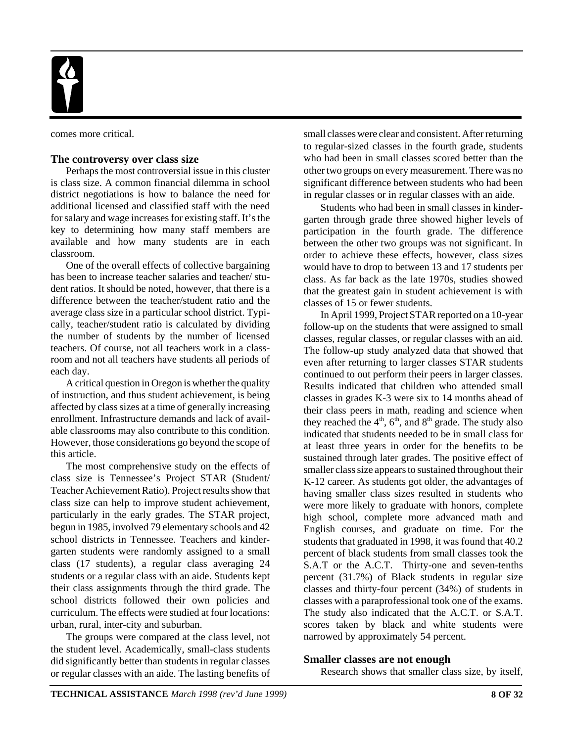comes more critical.

### The controversy over class size

Perhaps the most controversial issue in this cluster is class size. A common financial dilemma in school district negotiations is how to balance the need for additional licensed and classified staff with the need for salary and wage increases for existing staff. It's the key to determining how many staff members are available and how many students are in each classroom.

One of the overall effects of collective bargaining has been to increase teacher salaries and teacher/ student ratios. It should be noted, however, that there is a difference between the teacher/student ratio and the average class size in a particular school district. Typically, teacher/student ratio is calculated by dividing the number of students by the number of licensed teachers. Of course, not all teachers work in a classroom and not all teachers have students all periods of each day.

A critical question in Oregon is whether the quality of instruction, and thus student achievement, is being affected by class sizes at a time of generally increasing enrollment. Infrastructure demands and lack of available classrooms may also contribute to this condition. However, those considerations go beyond the scope of this article.

The most comprehensive study on the effects of class size is Tennessee's Project STAR (Student/ Teacher Achievement Ratio). Project results show that class size can help to improve student achievement, particularly in the early grades. The STAR project, begun in 1985, involved 79 elementary schools and 42 school districts in Tennessee. Teachers and kindergarten students were randomly assigned to a small class (17 students), a regular class averaging 24 students or a regular class with an aide. Students kept their class assignments through the third grade. The school districts followed their own policies and curriculum. The effects were studied at four locations: urban, rural, inter-city and suburban.

The groups were compared at the class level, not the student level. Academically, small-class students did significantly better than students in regular classes or regular classes with an aide. The lasting benefits of small classes were clear and consistent. After returning to regular-sized classes in the fourth grade, students who had been in small classes scored better than the other two groups on every measurement. There was no significant difference between students who had been in regular classes or in regular classes with an aide.

Students who had been in small classes in kindergarten through grade three showed higher levels of participation in the fourth grade. The difference between the other two groups was not significant. In order to achieve these effects, however, class sizes would have to drop to between 13 and 17 students per class. As far back as the late 1970s, studies showed that the greatest gain in student achievement is with classes of 15 or fewer students.

In April 1999, Project STAR reported on a 10-year follow-up on the students that were assigned to small classes, regular classes, or regular classes with an aid. The follow-up study analyzed data that showed that even after returning to larger classes STAR students continued to out perform their peers in larger classes. Results indicated that children who attended small classes in grades K-3 were six to 14 months ahead of their class peers in math, reading and science when they reached the 4th, 6th, and 8th grade. The study also indicated that students needed to be in small class for at least three years in order for the benefits to be sustained through later grades. The positive effect of smaller class size appears to sustained throughout their K-12 career. As students got older, the advantages of having smaller class sizes resulted in students who were more likely to graduate with honors, complete high school, complete more advanced math and English courses, and graduate on time. For the students that graduated in 1998, it was found that 40.2 percent of black students from small classes took the S.A.T or the A.C.T. Thirty-one and seven-tenths percent (31.7%) of Black students in regular size classes and thirty-four percent (34%) of students in classes with a paraprofessional took one of the exams. The study also indicated that the A.C.T. or S.A.T. scores taken by black and white students were narrowed by approximately 54 percent.

### Smaller classes are not enough

Research shows that smaller class size, by itself,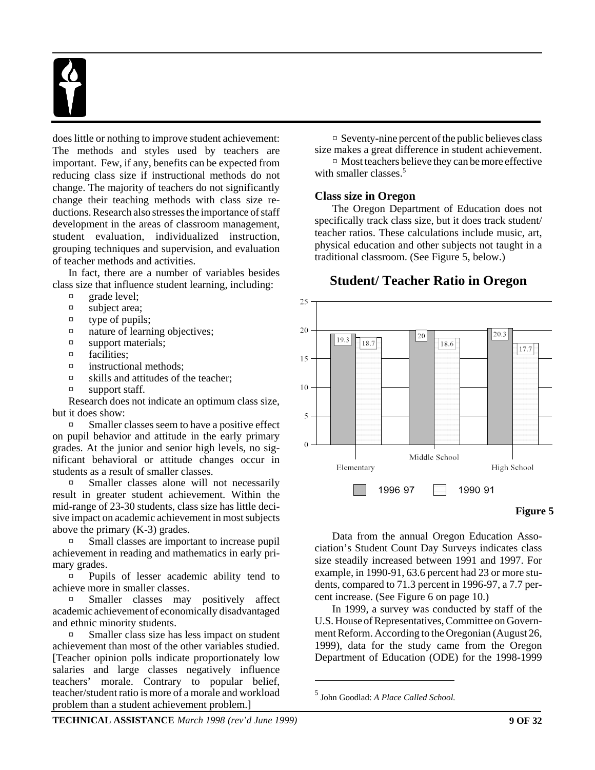does little or nothing to improve student achievement: The methods and styles used by teachers are important. Few, if any, benefits can be expected from reducing class size if instructional methods do not change. The majority of teachers do not significantly change their teaching methods with class size reductions. Research also stresses the importance of staff development in the areas of classroom management, student evaluation, individualized instruction, grouping techniques and supervision, and evaluation of teacher methods and activities.

In fact, there are a number of variables besides class size that influence student learning, including:

- grade level;
- subject area;
- type of pupils;
- nature of learning objectives;
- support materials;
- facilities;
- instructional methods;
- skills and attitudes of the teacher;
- support staff.

Research does not indicate an optimum class size, but it does show:

- Smaller classes seem to have a positive effect on pupil behavior and attitude in the early primary grades. At the junior and senior high levels, no significant behavioral or attitude changes occur in students as a result of smaller classes.
- Smaller classes alone will not necessarily result in greater student achievement. Within the mid-range of 23-30 students, class size has little decisive impact on academic achievement in most subjects above the primary (K-3) grades.
- Small classes are important to increase pupil achievement in reading and mathematics in early primary grades.
- Pupils of lesser academic ability tend to achieve more in smaller classes.
- Smaller classes may positively affect academic achievement of economically disadvantaged and ethnic minority students.
- Smaller class size has less impact on student achievement than most of the other variables studied. [Teacher opinion polls indicate proportionately low salaries and large classes negatively influence teachers' morale. Contrary to popular belief, teacher/student ratio is more of a morale and workload problem than a student achievement problem.]
- Seventy-nine percent of the public believes class size makes a great difference in student achievement.
- Most teachers believe they can be more effective with smaller classes.[5]

### Class size in Oregon

The Oregon Department of Education does not specifically track class size, but it does track student/teacher ratios. These calculations include music, art, physical education and other subjects not taught in a traditional classroom. (See Figure 5, below.)

**Student/ Teacher Ratio in Oregon**

| | 1996-97 | 1990-91 |
|---|---|---|
| Elementary | 19.3 | 18.7 |
| Middle School | 20 | 18.6 |
| High School | 20.3 | 17.7 |

**Figure 5**

Data from the annual Oregon Education Association's Student Count Day Surveys indicates class size steadily increased between 1991 and 1997. For example, in 1990-91, 63.6 percent had 23 or more students, compared to 71.3 percent in 1996-97, a 7.7 percent increase. (See Figure 6 on page 10.)

In 1999, a survey was conducted by staff of the U.S. House of Representatives, Committee on Government Reform. According to the Oregonian (August 26, 1999), data for the study came from the Oregon Department of Education (ODE) for the 1998-1999

[5] John Goodlad: *A Place Called School.*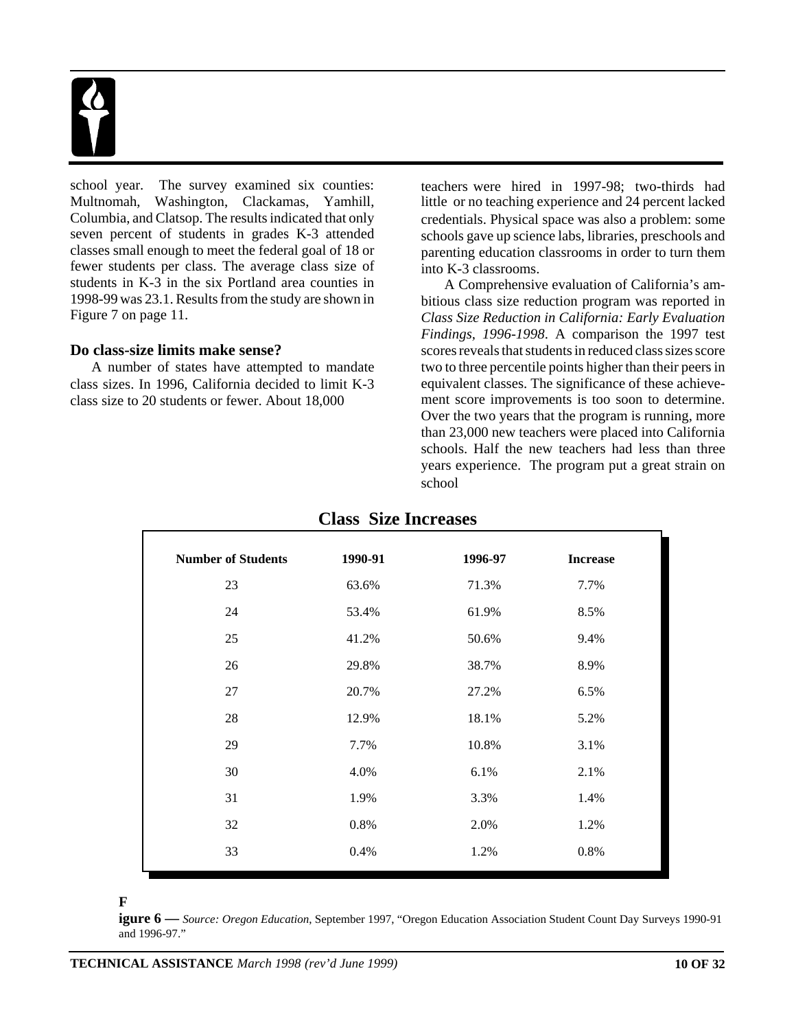school year. The survey examined six counties: Multnomah, Washington, Clackamas, Yamhill, Columbia, and Clatsop. The results indicated that only seven percent of students in grades K-3 attended classes small enough to meet the federal goal of 18 or fewer students per class. The average class size of students in K-3 in the six Portland area counties in 1998-99 was 23.1. Results from the study are shown in Figure 7 on page 11.

### Do class-size limits make sense?

A number of states have attempted to mandate class sizes. In 1996, California decided to limit K-3 class size to 20 students or fewer. About 18,000 teachers were hired in 1997-98; two-thirds had little or no teaching experience and 24 percent lacked credentials. Physical space was also a problem: some schools gave up science labs, libraries, preschools and parenting education classrooms in order to turn them into K-3 classrooms.

A Comprehensive evaluation of California's ambitious class size reduction program was reported in *Class Size Reduction in California: Early Evaluation Findings, 1996-1998*. A comparison the 1997 test scores reveals that students in reduced class sizes score two to three percentile points higher than their peers in equivalent classes. The significance of these achievement score improvements is too soon to determine. Over the two years that the program is running, more than 23,000 new teachers were placed into California schools. Half the new teachers had less than three years experience. The program put a great strain on school

## Class Size Increases

| Number of Students | 1990-91 | 1996-97 | Increase |
|---|---|---|---|
| 23 | 63.6% | 71.3% | 7.7% |
| 24 | 53.4% | 61.9% | 8.5% |
| 25 | 41.2% | 50.6% | 9.4% |
| 26 | 29.8% | 38.7% | 8.9% |
| 27 | 20.7% | 27.2% | 6.5% |
| 28 | 12.9% | 18.1% | 5.2% |
| 29 | 7.7% | 10.8% | 3.1% |
| 30 | 4.0% | 6.1% | 2.1% |
| 31 | 1.9% | 3.3% | 1.4% |
| 32 | 0.8% | 2.0% | 1.2% |
| 33 | 0.4% | 1.2% | 0.8% |

**Figure 6 —** *Source: Oregon Education*, September 1997, "Oregon Education Association Student Count Day Surveys 1990-91 and 1996-97."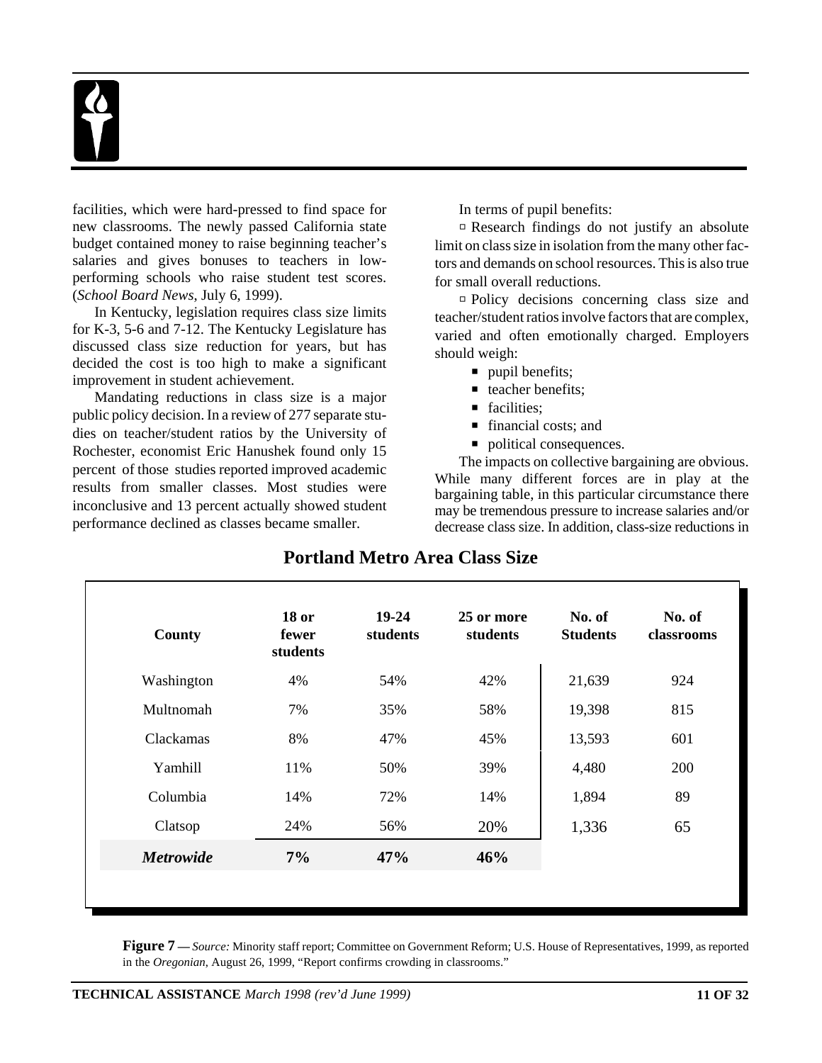facilities, which were hard-pressed to find space for new classrooms. The newly passed California state budget contained money to raise beginning teacher's salaries and gives bonuses to teachers in low-performing schools who raise student test scores. (*School Board News*, July 6, 1999).

In Kentucky, legislation requires class size limits for K-3, 5-6 and 7-12. The Kentucky Legislature has discussed class size reduction for years, but has decided the cost is too high to make a significant improvement in student achievement.

Mandating reductions in class size is a major public policy decision. In a review of 277 separate studies on teacher/student ratios by the University of Rochester, economist Eric Hanushek found only 15 percent of those studies reported improved academic results from smaller classes. Most studies were inconclusive and 13 percent actually showed student performance declined as classes became smaller.

In terms of pupil benefits:

- Research findings do not justify an absolute limit on class size in isolation from the many other factors and demands on school resources. This is also true for small overall reductions.
- Policy decisions concerning class size and teacher/student ratios involve factors that are complex, varied and often emotionally charged. Employers should weigh:
  - pupil benefits;
  - teacher benefits;
  - facilities;
  - financial costs; and
  - political consequences.

The impacts on collective bargaining are obvious. While many different forces are in play at the bargaining table, in this particular circumstance there may be tremendous pressure to increase salaries and/or decrease class size. In addition, class-size reductions in

## Portland Metro Area Class Size

| County | 18 or fewer students | 19-24 students | 25 or more students | No. of Students | No. of classrooms |
|---|---|---|---|---|---|
| Washington | 4% | 54% | 42% | 21,639 | 924 |
| Multnomah | 7% | 35% | 58% | 19,398 | 815 |
| Clackamas | 8% | 47% | 45% | 13,593 | 601 |
| Yamhill | 11% | 50% | 39% | 4,480 | 200 |
| Columbia | 14% | 72% | 14% | 1,894 | 89 |
| Clatsop | 24% | 56% | 20% | 1,336 | 65 |
| ***Metrowide*** | **7%** | **47%** | **46%** | | |

**Figure 7 —** *Source:* Minority staff report; Committee on Government Reform; U.S. House of Representatives, 1999, as reported in the *Oregonian*, August 26, 1999, "Report confirms crowding in classrooms."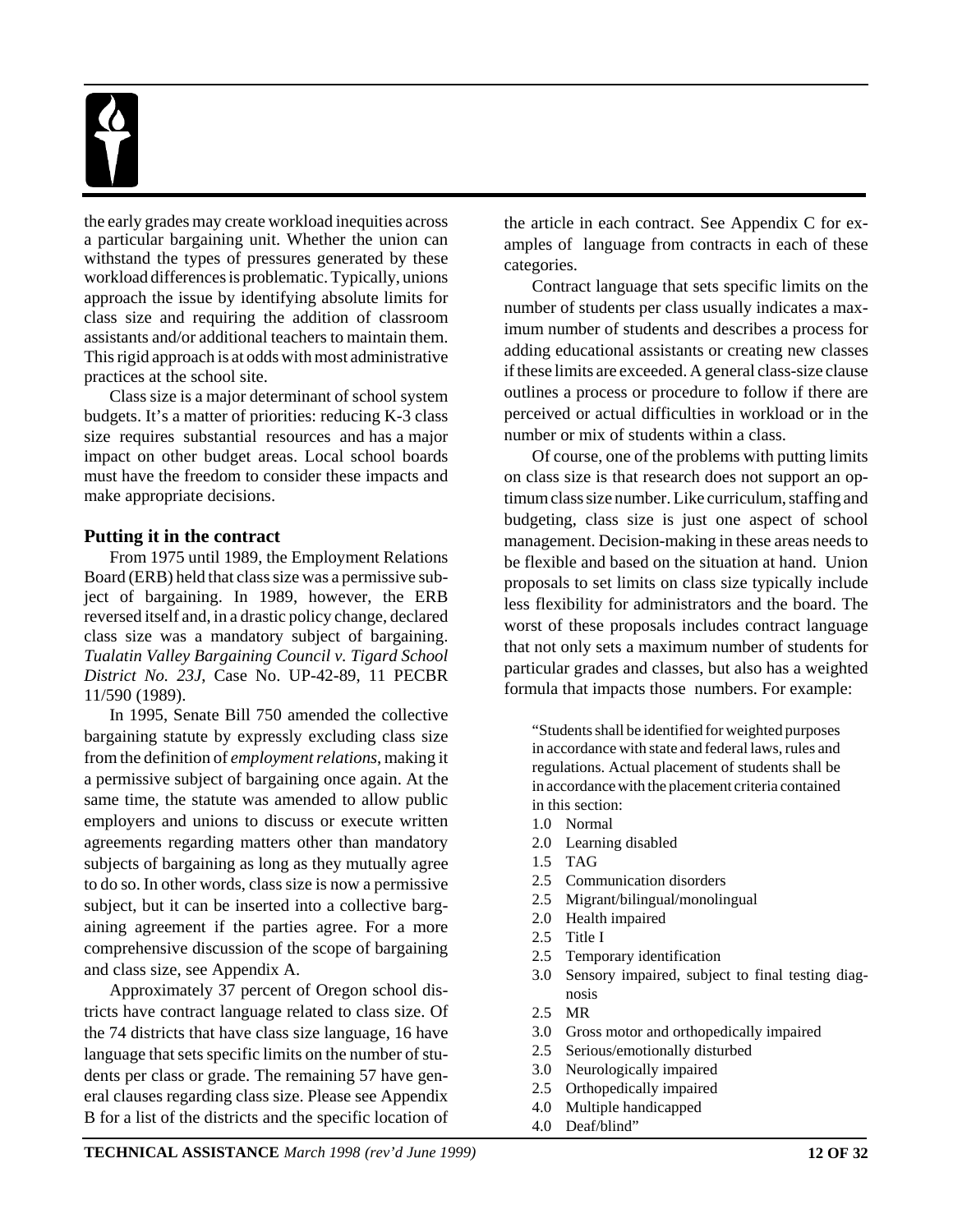the early grades may create workload inequities across a particular bargaining unit. Whether the union can withstand the types of pressures generated by these workload differences is problematic. Typically, unions approach the issue by identifying absolute limits for class size and requiring the addition of classroom assistants and/or additional teachers to maintain them. This rigid approach is at odds with most administrative practices at the school site.

Class size is a major determinant of school system budgets. It's a matter of priorities: reducing K-3 class size requires substantial resources and has a major impact on other budget areas. Local school boards must have the freedom to consider these impacts and make appropriate decisions.

### Putting it in the contract

From 1975 until 1989, the Employment Relations Board (ERB) held that class size was a permissive subject of bargaining. In 1989, however, the ERB reversed itself and, in a drastic policy change, declared class size was a mandatory subject of bargaining. *Tualatin Valley Bargaining Council v. Tigard School District No. 23J*, Case No. UP-42-89, 11 PECBR 11/590 (1989).

In 1995, Senate Bill 750 amended the collective bargaining statute by expressly excluding class size from the definition of *employment relations*, making it a permissive subject of bargaining once again. At the same time, the statute was amended to allow public employers and unions to discuss or execute written agreements regarding matters other than mandatory subjects of bargaining as long as they mutually agree to do so. In other words, class size is now a permissive subject, but it can be inserted into a collective bargaining agreement if the parties agree. For a more comprehensive discussion of the scope of bargaining and class size, see Appendix A.

Approximately 37 percent of Oregon school districts have contract language related to class size. Of the 74 districts that have class size language, 16 have language that sets specific limits on the number of students per class or grade. The remaining 57 have general clauses regarding class size. Please see Appendix B for a list of the districts and the specific location of the article in each contract. See Appendix C for examples of language from contracts in each of these categories.

Contract language that sets specific limits on the number of students per class usually indicates a maximum number of students and describes a process for adding educational assistants or creating new classes if these limits are exceeded. A general class-size clause outlines a process or procedure to follow if there are perceived or actual difficulties in workload or in the number or mix of students within a class.

Of course, one of the problems with putting limits on class size is that research does not support an optimum class size number. Like curriculum, staffing and budgeting, class size is just one aspect of school management. Decision-making in these areas needs to be flexible and based on the situation at hand. Union proposals to set limits on class size typically include less flexibility for administrators and the board. The worst of these proposals includes contract language that not only sets a maximum number of students for particular grades and classes, but also has a weighted formula that impacts those numbers. For example:

> "Students shall be identified for weighted purposes in accordance with state and federal laws, rules and regulations. Actual placement of students shall be in accordance with the placement criteria contained in this section:
>
> 1.0 Normal
> 2.0 Learning disabled
> 1.5 TAG
> 2.5 Communication disorders
> 2.5 Migrant/bilingual/monolingual
> 2.0 Health impaired
> 2.5 Title I
> 2.5 Temporary identification
> 3.0 Sensory impaired, subject to final testing diagnosis
> 2.5 MR
> 3.0 Gross motor and orthopedically impaired
> 2.5 Serious/emotionally disturbed
> 3.0 Neurologically impaired
> 2.5 Orthopedically impaired
> 4.0 Multiple handicapped
> 4.0 Deaf/blind"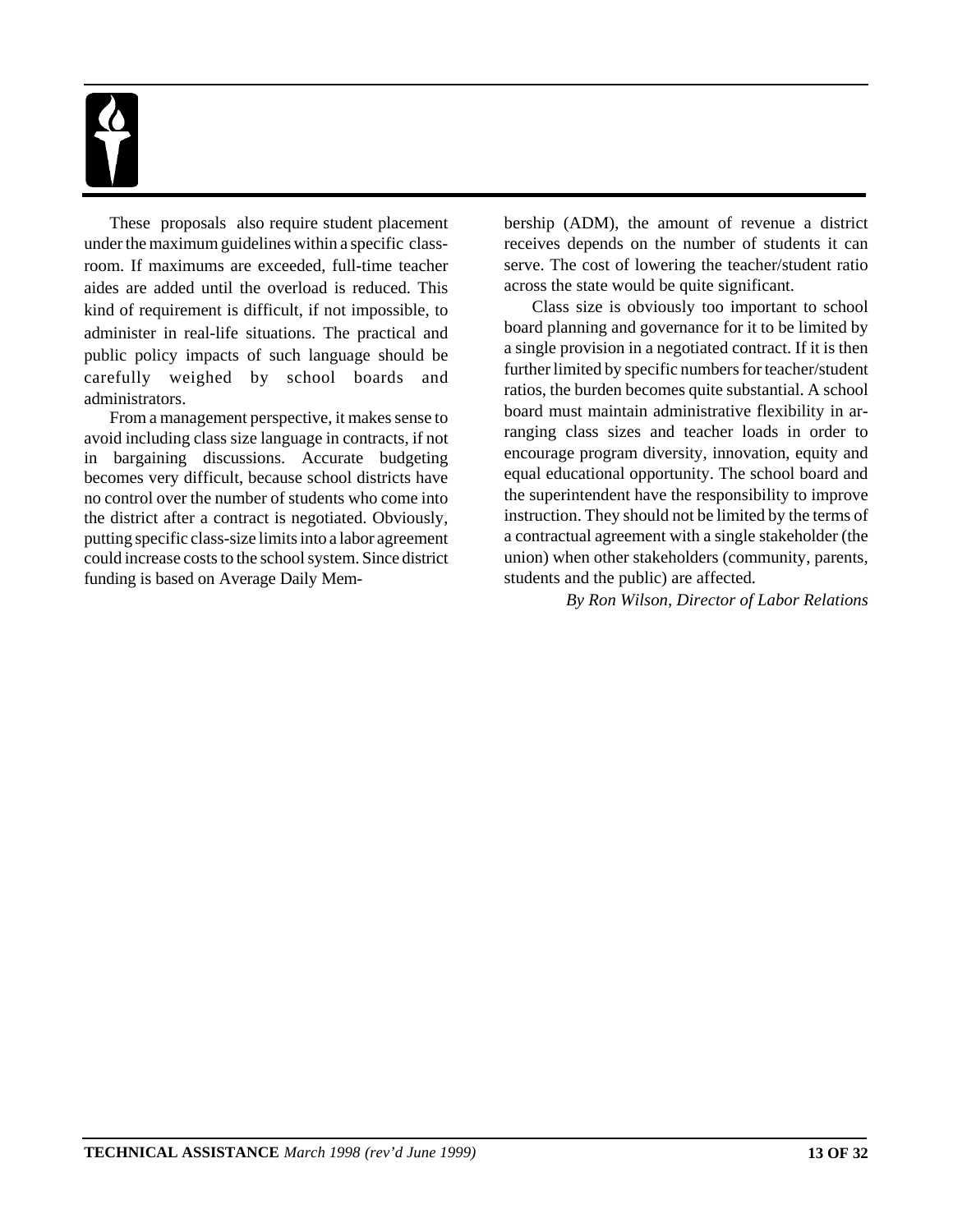These proposals also require student placement under the maximum guidelines within a specific classroom. If maximums are exceeded, full-time teacher aides are added until the overload is reduced. This kind of requirement is difficult, if not impossible, to administer in real-life situations. The practical and public policy impacts of such language should be carefully weighed by school boards and administrators.

From a management perspective, it makes sense to avoid including class size language in contracts, if not in bargaining discussions. Accurate budgeting becomes very difficult, because school districts have no control over the number of students who come into the district after a contract is negotiated. Obviously, putting specific class-size limits into a labor agreement could increase costs to the school system. Since district funding is based on Average Daily Membership (ADM), the amount of revenue a district receives depends on the number of students it can serve. The cost of lowering the teacher/student ratio across the state would be quite significant.

Class size is obviously too important to school board planning and governance for it to be limited by a single provision in a negotiated contract. If it is then further limited by specific numbers for teacher/student ratios, the burden becomes quite substantial. A school board must maintain administrative flexibility in arranging class sizes and teacher loads in order to encourage program diversity, innovation, equity and equal educational opportunity. The school board and the superintendent have the responsibility to improve instruction. They should not be limited by the terms of a contractual agreement with a single stakeholder (the union) when other stakeholders (community, parents, students and the public) are affected.

*By Ron Wilson, Director of Labor Relations*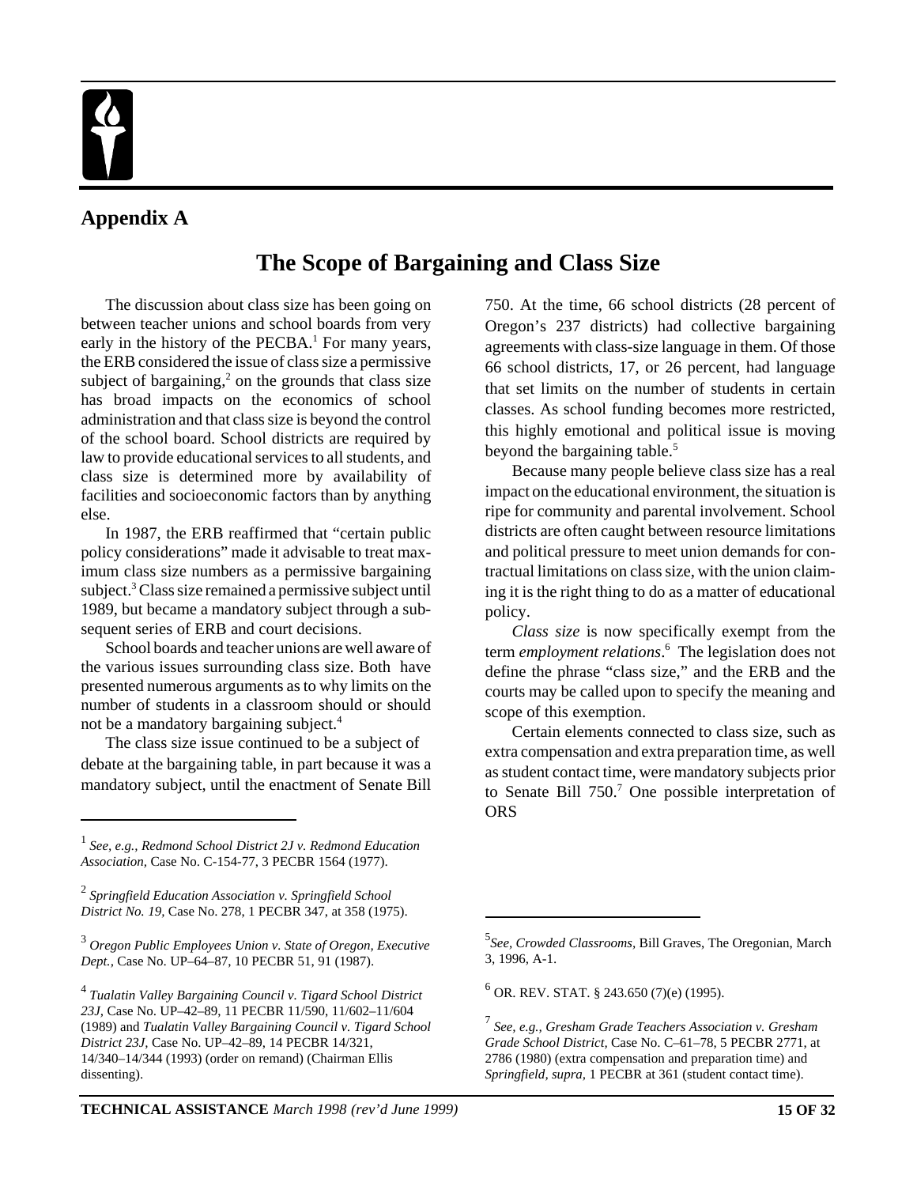## Appendix A

# The Scope of Bargaining and Class Size

The discussion about class size has been going on between teacher unions and school boards from very early in the history of the PECBA.[1] For many years, the ERB considered the issue of class size a permissive subject of bargaining,[2] on the grounds that class size has broad impacts on the economics of school administration and that class size is beyond the control of the school board. School districts are required by law to provide educational services to all students, and class size is determined more by availability of facilities and socioeconomic factors than by anything else.

In 1987, the ERB reaffirmed that "certain public policy considerations" made it advisable to treat maximum class size numbers as a permissive bargaining subject.[3] Class size remained a permissive subject until 1989, but became a mandatory subject through a subsequent series of ERB and court decisions.

School boards and teacher unions are well aware of the various issues surrounding class size. Both have presented numerous arguments as to why limits on the number of students in a classroom should or should not be a mandatory bargaining subject.[4]

The class size issue continued to be a subject of debate at the bargaining table, in part because it was a mandatory subject, until the enactment of Senate Bill 750. At the time, 66 school districts (28 percent of Oregon's 237 districts) had collective bargaining agreements with class-size language in them. Of those 66 school districts, 17, or 26 percent, had language that set limits on the number of students in certain classes. As school funding becomes more restricted, this highly emotional and political issue is moving beyond the bargaining table.[5]

Because many people believe class size has a real impact on the educational environment, the situation is ripe for community and parental involvement. School districts are often caught between resource limitations and political pressure to meet union demands for contractual limitations on class size, with the union claiming it is the right thing to do as a matter of educational policy.

*Class size* is now specifically exempt from the term *employment relations*.[6] The legislation does not define the phrase "class size," and the ERB and the courts may be called upon to specify the meaning and scope of this exemption.

Certain elements connected to class size, such as extra compensation and extra preparation time, as well as student contact time, were mandatory subjects prior to Senate Bill 750.[7] One possible interpretation of ORS

---

[1] *See, e.g., Redmond School District 2J v. Redmond Education Association,* Case No. C-154-77, 3 PECBR 1564 (1977).

[2] *Springfield Education Association v. Springfield School District No. 19,* Case No. 278, 1 PECBR 347, at 358 (1975).

[3] *Oregon Public Employees Union v. State of Oregon, Executive Dept.,* Case No. UP–64–87, 10 PECBR 51, 91 (1987).

[4] *Tualatin Valley Bargaining Council v. Tigard School District 23J,* Case No. UP–42–89, 11 PECBR 11/590, 11/602–11/604 (1989) and *Tualatin Valley Bargaining Council v. Tigard School District 23J,* Case No. UP–42–89, 14 PECBR 14/321, 14/340–14/344 (1993) (order on remand) (Chairman Ellis dissenting).

[5] *See, Crowded Classrooms,* Bill Graves, The Oregonian, March 3, 1996, A-1.

[6] OR. REV. STAT. § 243.650 (7)(e) (1995).

[7] *See, e.g., Gresham Grade Teachers Association v. Gresham Grade School District,* Case No. C–61–78, 5 PECBR 2771, at 2786 (1980) (extra compensation and preparation time) and *Springfield, supra,* 1 PECBR at 361 (student contact time).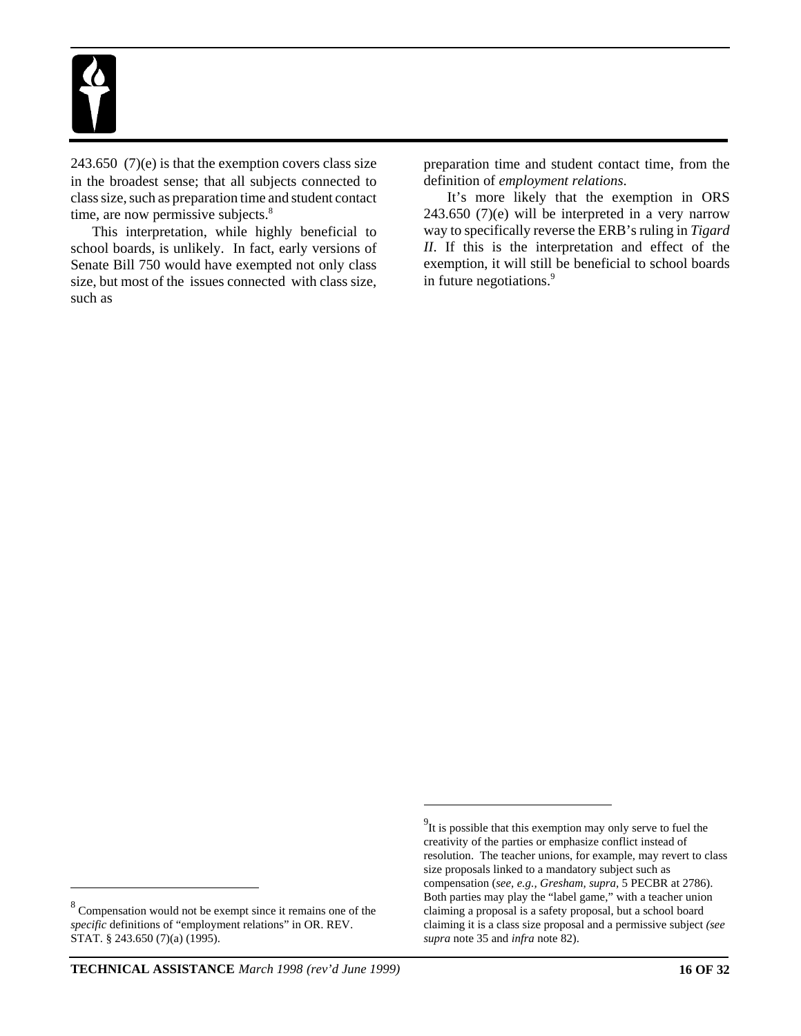243.650 (7)(e) is that the exemption covers class size in the broadest sense; that all subjects connected to class size, such as preparation time and student contact time, are now permissive subjects.[8]

This interpretation, while highly beneficial to school boards, is unlikely. In fact, early versions of Senate Bill 750 would have exempted not only class size, but most of the issues connected with class size, such as preparation time and student contact time, from the definition of *employment relations*.

It's more likely that the exemption in ORS 243.650 (7)(e) will be interpreted in a very narrow way to specifically reverse the ERB's ruling in *Tigard II*. If this is the interpretation and effect of the exemption, it will still be beneficial to school boards in future negotiations.[9]

---

[8] Compensation would not be exempt since it remains one of the *specific* definitions of "employment relations" in OR. REV. STAT. § 243.650 (7)(a) (1995).

[9] It is possible that this exemption may only serve to fuel the creativity of the parties or emphasize conflict instead of resolution. The teacher unions, for example, may revert to class size proposals linked to a mandatory subject such as compensation (*see, e.g., Gresham, supra,* 5 PECBR at 2786). Both parties may play the "label game," with a teacher union claiming a proposal is a safety proposal, but a school board claiming it is a class size proposal and a permissive subject *(see supra* note 35 and *infra* note 82).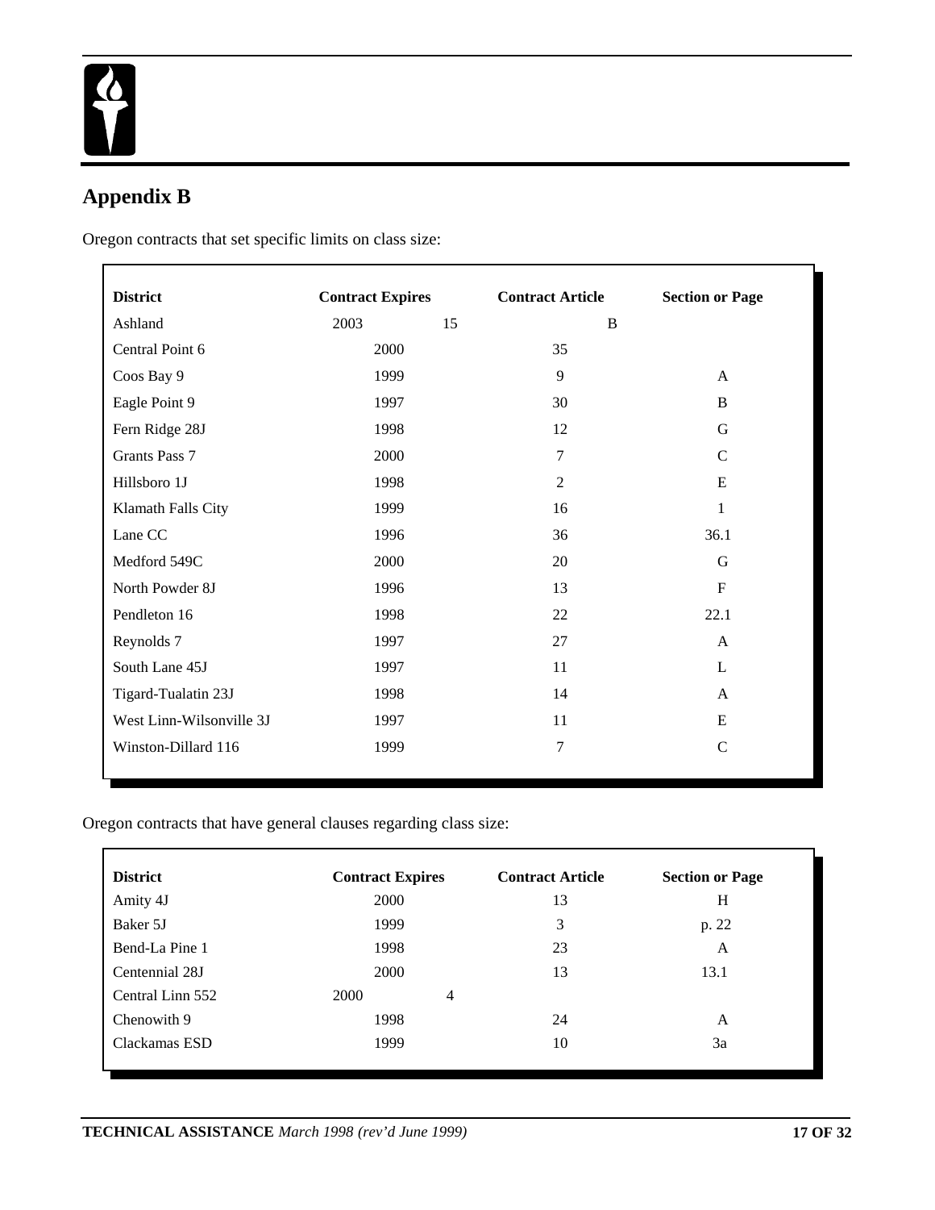## Appendix B

Oregon contracts that set specific limits on class size:

| District | Contract Expires | Contract Article | Section or Page |
|---|---|---|---|
| Ashland | 2003 | 15 | B |
| Central Point 6 | 2000 | 35 | |
| Coos Bay 9 | 1999 | 9 | A |
| Eagle Point 9 | 1997 | 30 | B |
| Fern Ridge 28J | 1998 | 12 | G |
| Grants Pass 7 | 2000 | 7 | C |
| Hillsboro 1J | 1998 | 2 | E |
| Klamath Falls City | 1999 | 16 | 1 |
| Lane CC | 1996 | 36 | 36.1 |
| Medford 549C | 2000 | 20 | G |
| North Powder 8J | 1996 | 13 | F |
| Pendleton 16 | 1998 | 22 | 22.1 |
| Reynolds 7 | 1997 | 27 | A |
| South Lane 45J | 1997 | 11 | L |
| Tigard-Tualatin 23J | 1998 | 14 | A |
| West Linn-Wilsonville 3J | 1997 | 11 | E |
| Winston-Dillard 116 | 1999 | 7 | C |

Oregon contracts that have general clauses regarding class size:

| District | Contract Expires | Contract Article | Section or Page |
|---|---|---|---|
| Amity 4J | 2000 | 13 | H |
| Baker 5J | 1999 | 3 | p. 22 |
| Bend-La Pine 1 | 1998 | 23 | A |
| Centennial 28J | 2000 | 13 | 13.1 |
| Central Linn 552 | 2000 | 4 | |
| Chenowith 9 | 1998 | 24 | A |
| Clackamas ESD | 1999 | 10 | 3a |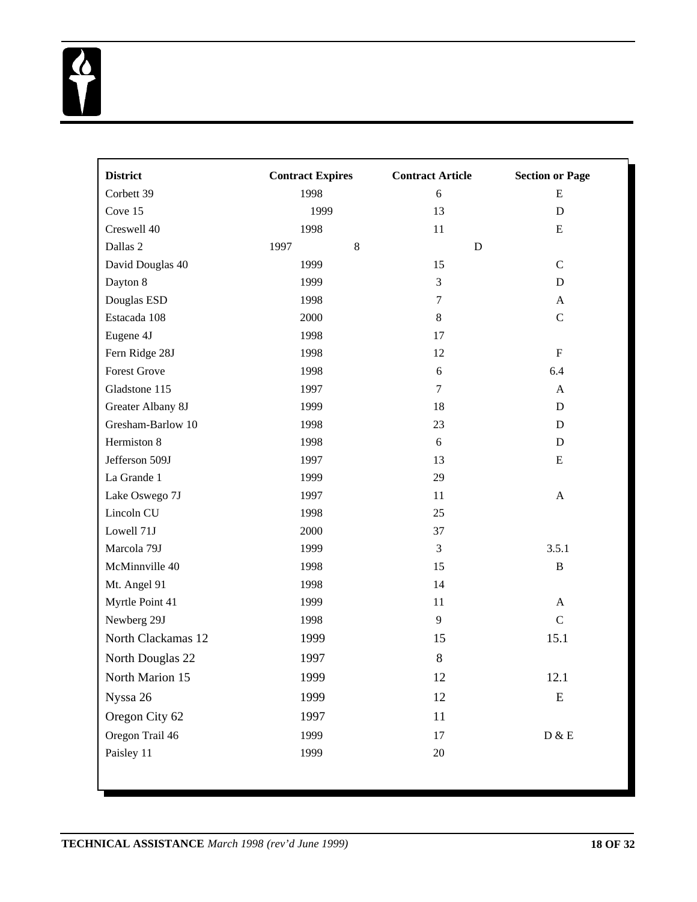| District | Contract Expires | Contract Article | Section or Page |
|---|---|---|---|
| Corbett 39 | 1998 | 6 | E |
| Cove 15 | 1999 | 13 | D |
| Creswell 40 | 1998 | 11 | E |
| Dallas 2 | 1997 | 8 | D |
| David Douglas 40 | 1999 | 15 | C |
| Dayton 8 | 1999 | 3 | D |
| Douglas ESD | 1998 | 7 | A |
| Estacada 108 | 2000 | 8 | C |
| Eugene 4J | 1998 | 17 | |
| Fern Ridge 28J | 1998 | 12 | F |
| Forest Grove | 1998 | 6 | 6.4 |
| Gladstone 115 | 1997 | 7 | A |
| Greater Albany 8J | 1999 | 18 | D |
| Gresham-Barlow 10 | 1998 | 23 | D |
| Hermiston 8 | 1998 | 6 | D |
| Jefferson 509J | 1997 | 13 | E |
| La Grande 1 | 1999 | 29 | |
| Lake Oswego 7J | 1997 | 11 | A |
| Lincoln CU | 1998 | 25 | |
| Lowell 71J | 2000 | 37 | |
| Marcola 79J | 1999 | 3 | 3.5.1 |
| McMinnville 40 | 1998 | 15 | B |
| Mt. Angel 91 | 1998 | 14 | |
| Myrtle Point 41 | 1999 | 11 | A |
| Newberg 29J | 1998 | 9 | C |
| North Clackamas 12 | 1999 | 15 | 15.1 |
| North Douglas 22 | 1997 | 8 | |
| North Marion 15 | 1999 | 12 | 12.1 |
| Nyssa 26 | 1999 | 12 | E |
| Oregon City 62 | 1997 | 11 | |
| Oregon Trail 46 | 1999 | 17 | D & E |
| Paisley 11 | 1999 | 20 | |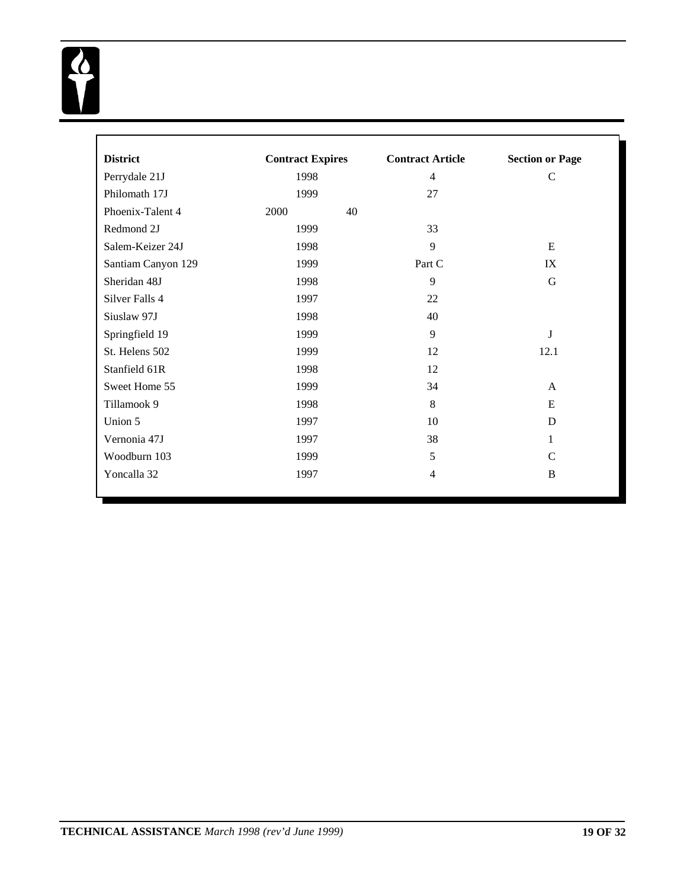| District | Contract Expires | Contract Article | Section or Page |
|---|---|---|---|
| Perrydale 21J | 1998 | 4 | C |
| Philomath 17J | 1999 | 27 | |
| Phoenix-Talent 4 | 2000 | 40 | |
| Redmond 2J | 1999 | 33 | |
| Salem-Keizer 24J | 1998 | 9 | E |
| Santiam Canyon 129 | 1999 | Part C | IX |
| Sheridan 48J | 1998 | 9 | G |
| Silver Falls 4 | 1997 | 22 | |
| Siuslaw 97J | 1998 | 40 | |
| Springfield 19 | 1999 | 9 | J |
| St. Helens 502 | 1999 | 12 | 12.1 |
| Stanfield 61R | 1998 | 12 | |
| Sweet Home 55 | 1999 | 34 | A |
| Tillamook 9 | 1998 | 8 | E |
| Union 5 | 1997 | 10 | D |
| Vernonia 47J | 1997 | 38 | 1 |
| Woodburn 103 | 1999 | 5 | C |
| Yoncalla 32 | 1997 | 4 | B |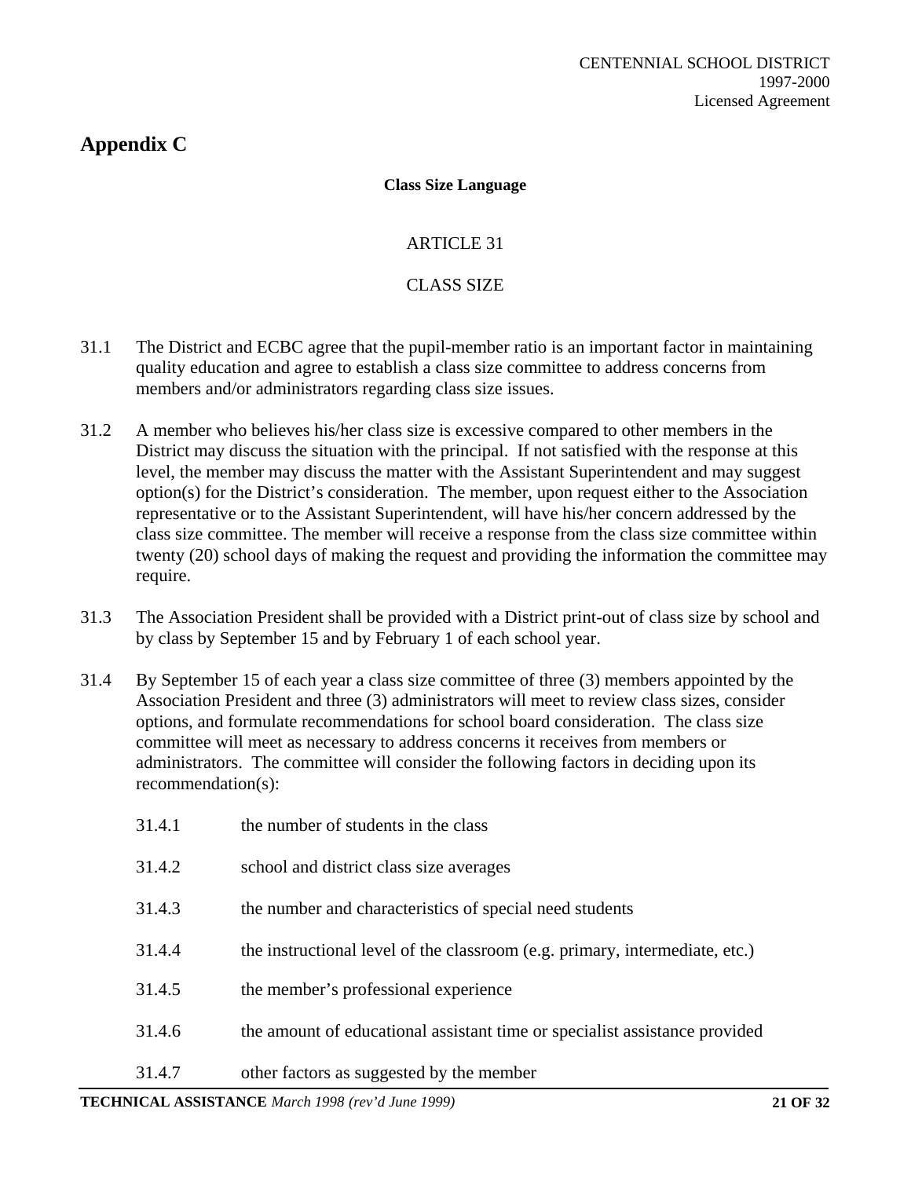## Appendix C

**Class Size Language**

ARTICLE 31

CLASS SIZE

31.1 The District and ECBC agree that the pupil-member ratio is an important factor in maintaining quality education and agree to establish a class size committee to address concerns from members and/or administrators regarding class size issues.

31.2 A member who believes his/her class size is excessive compared to other members in the District may discuss the situation with the principal. If not satisfied with the response at this level, the member may discuss the matter with the Assistant Superintendent and may suggest option(s) for the District's consideration. The member, upon request either to the Association representative or to the Assistant Superintendent, will have his/her concern addressed by the class size committee. The member will receive a response from the class size committee within twenty (20) school days of making the request and providing the information the committee may require.

31.3 The Association President shall be provided with a District print-out of class size by school and by class by September 15 and by February 1 of each school year.

31.4 By September 15 of each year a class size committee of three (3) members appointed by the Association President and three (3) administrators will meet to review class sizes, consider options, and formulate recommendations for school board consideration. The class size committee will meet as necessary to address concerns it receives from members or administrators. The committee will consider the following factors in deciding upon its recommendation(s):

31.4.1 the number of students in the class

31.4.2 school and district class size averages

31.4.3 the number and characteristics of special need students

31.4.4 the instructional level of the classroom (e.g. primary, intermediate, etc.)

31.4.5 the member's professional experience

31.4.6 the amount of educational assistant time or specialist assistance provided

31.4.7 other factors as suggested by the member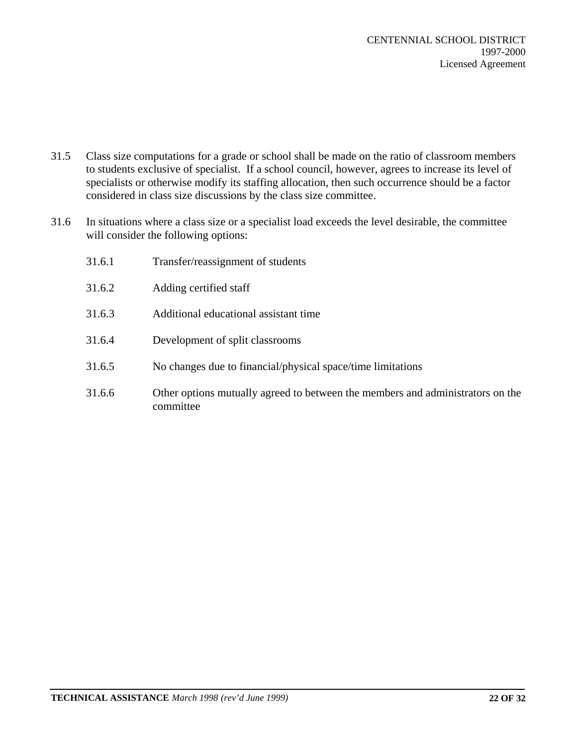31.5 Class size computations for a grade or school shall be made on the ratio of classroom members to students exclusive of specialist. If a school council, however, agrees to increase its level of specialists or otherwise modify its staffing allocation, then such occurrence should be a factor considered in class size discussions by the class size committee.

31.6 In situations where a class size or a specialist load exceeds the level desirable, the committee will consider the following options:

31.6.1 Transfer/reassignment of students

31.6.2 Adding certified staff

31.6.3 Additional educational assistant time

31.6.4 Development of split classrooms

31.6.5 No changes due to financial/physical space/time limitations

31.6.6 Other options mutually agreed to between the members and administrators on the committee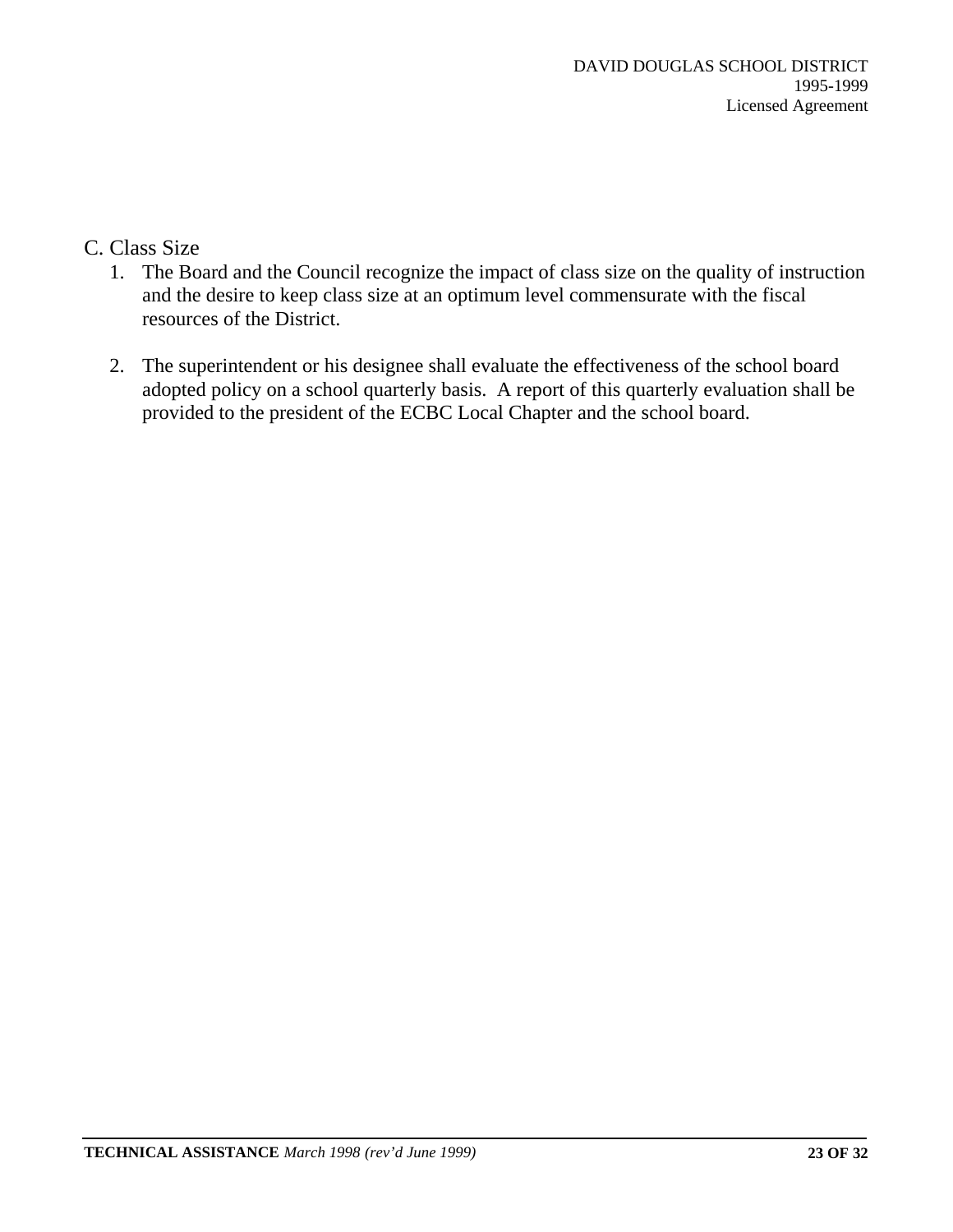C. Class Size

1. The Board and the Council recognize the impact of class size on the quality of instruction and the desire to keep class size at an optimum level commensurate with the fiscal resources of the District.

2. The superintendent or his designee shall evaluate the effectiveness of the school board adopted policy on a school quarterly basis. A report of this quarterly evaluation shall be provided to the president of the ECBC Local Chapter and the school board.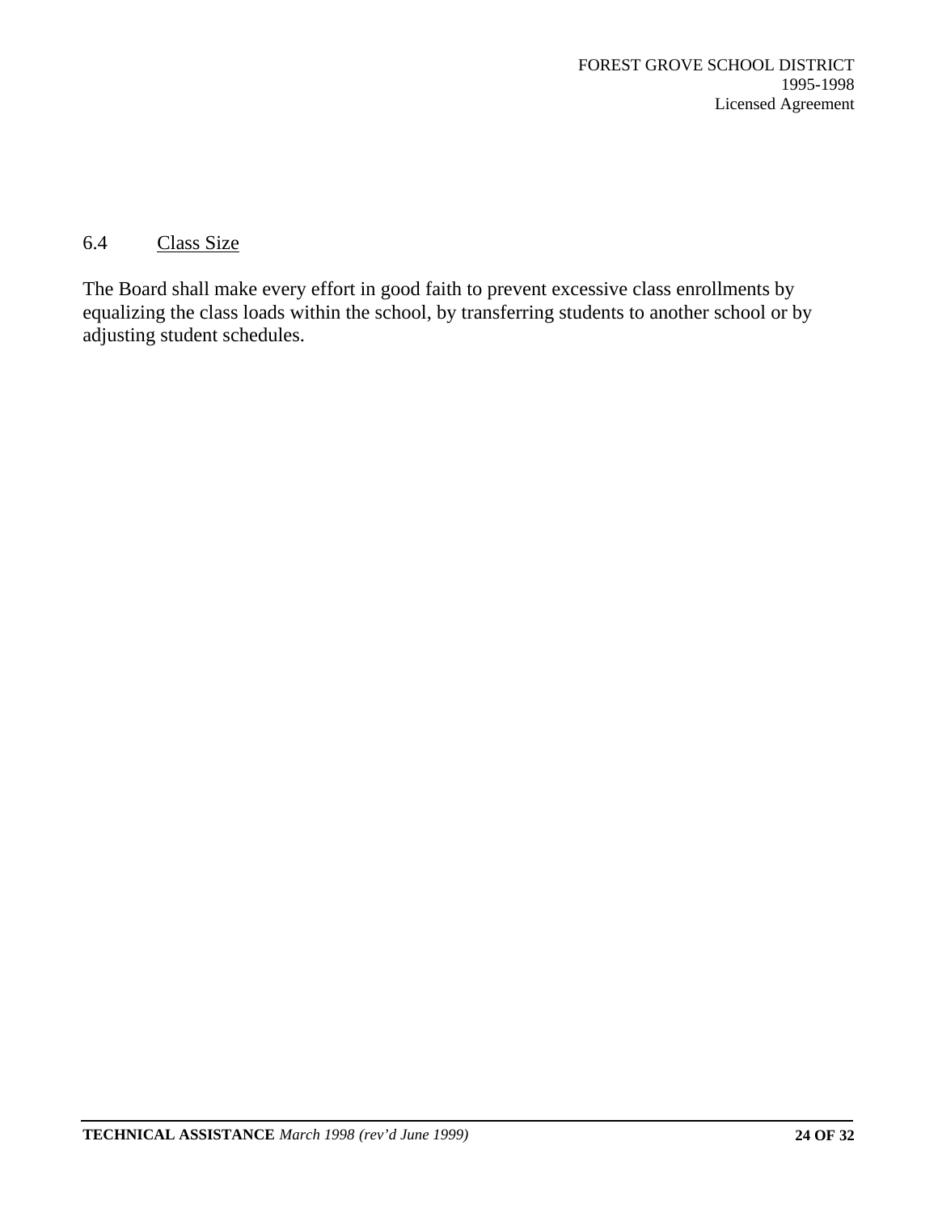6.4 Class Size

The Board shall make every effort in good faith to prevent excessive class enrollments by equalizing the class loads within the school, by transferring students to another school or by adjusting student schedules.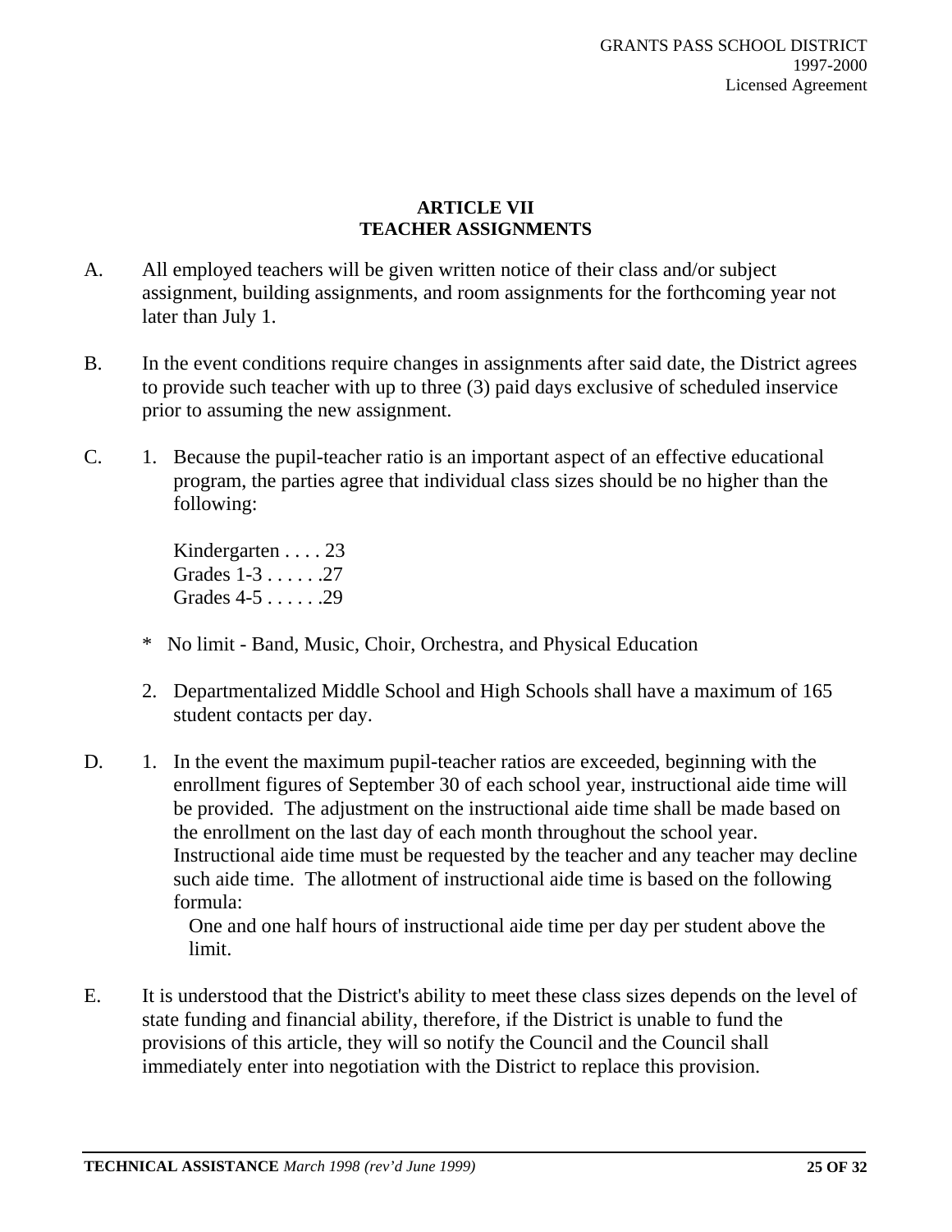## ARTICLE VII
## TEACHER ASSIGNMENTS

A. All employed teachers will be given written notice of their class and/or subject assignment, building assignments, and room assignments for the forthcoming year not later than July 1.

B. In the event conditions require changes in assignments after said date, the District agrees to provide such teacher with up to three (3) paid days exclusive of scheduled inservice prior to assuming the new assignment.

C. 1. Because the pupil-teacher ratio is an important aspect of an effective educational program, the parties agree that individual class sizes should be no higher than the following:

   Kindergarten . . . . 23
   Grades 1-3 . . . . . .27
   Grades 4-5 . . . . . .29

   * No limit - Band, Music, Choir, Orchestra, and Physical Education

   2. Departmentalized Middle School and High Schools shall have a maximum of 165 student contacts per day.

D. 1. In the event the maximum pupil-teacher ratios are exceeded, beginning with the enrollment figures of September 30 of each school year, instructional aide time will be provided. The adjustment on the instructional aide time shall be made based on the enrollment on the last day of each month throughout the school year. Instructional aide time must be requested by the teacher and any teacher may decline such aide time. The allotment of instructional aide time is based on the following formula:

   One and one half hours of instructional aide time per day per student above the limit.

E. It is understood that the District's ability to meet these class sizes depends on the level of state funding and financial ability, therefore, if the District is unable to fund the provisions of this article, they will so notify the Council and the Council shall immediately enter into negotiation with the District to replace this provision.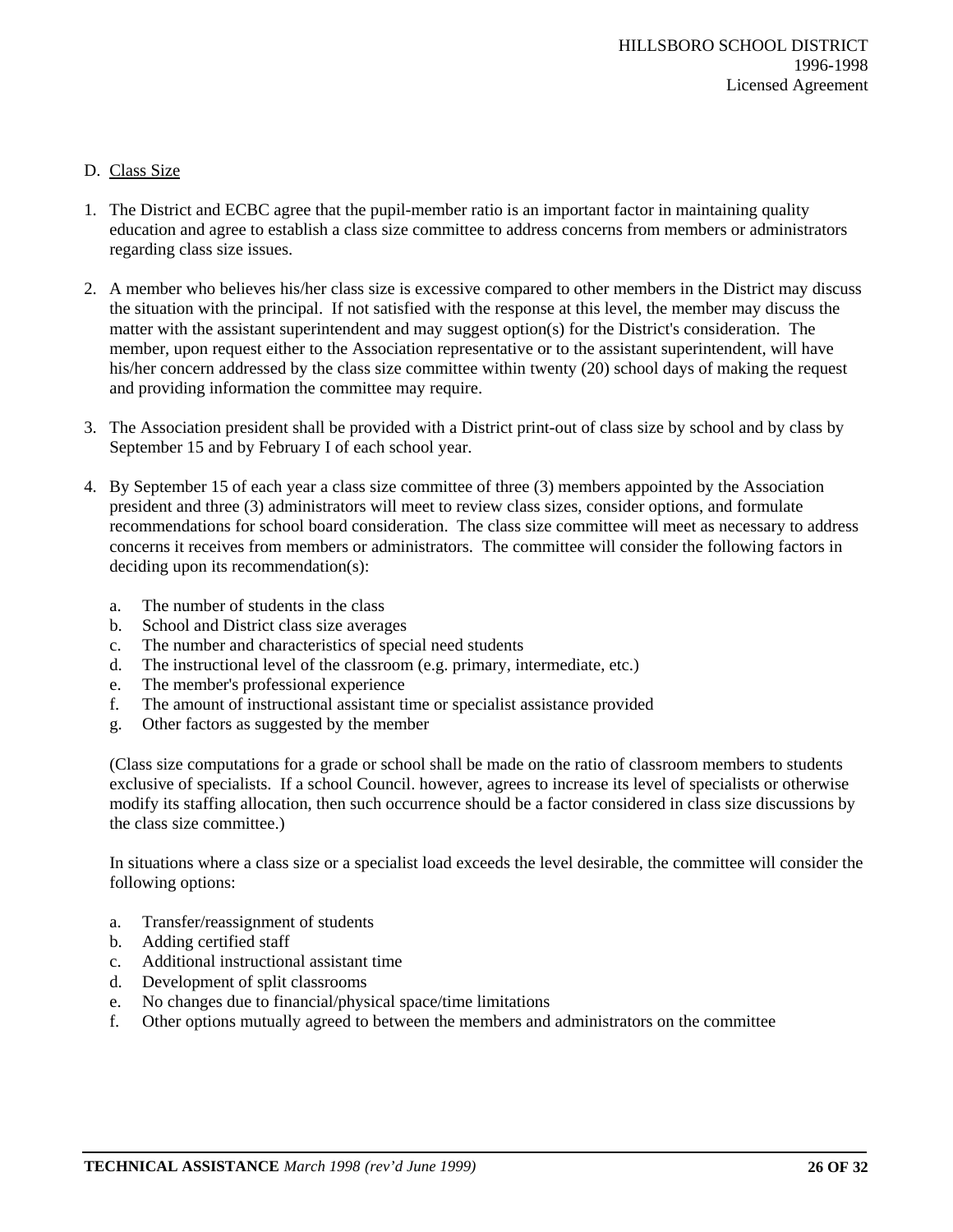D. <u>Class Size</u>

1. The District and ECBC agree that the pupil-member ratio is an important factor in maintaining quality education and agree to establish a class size committee to address concerns from members or administrators regarding class size issues.

2. A member who believes his/her class size is excessive compared to other members in the District may discuss the situation with the principal. If not satisfied with the response at this level, the member may discuss the matter with the assistant superintendent and may suggest option(s) for the District's consideration. The member, upon request either to the Association representative or to the assistant superintendent, will have his/her concern addressed by the class size committee within twenty (20) school days of making the request and providing information the committee may require.

3. The Association president shall be provided with a District print-out of class size by school and by class by September 15 and by February I of each school year.

4. By September 15 of each year a class size committee of three (3) members appointed by the Association president and three (3) administrators will meet to review class sizes, consider options, and formulate recommendations for school board consideration. The class size committee will meet as necessary to address concerns it receives from members or administrators. The committee will consider the following factors in deciding upon its recommendation(s):

   a. The number of students in the class
   b. School and District class size averages
   c. The number and characteristics of special need students
   d. The instructional level of the classroom (e.g. primary, intermediate, etc.)
   e. The member's professional experience
   f. The amount of instructional assistant time or specialist assistance provided
   g. Other factors as suggested by the member

   (Class size computations for a grade or school shall be made on the ratio of classroom members to students exclusive of specialists. If a school Council. however, agrees to increase its level of specialists or otherwise modify its staffing allocation, then such occurrence should be a factor considered in class size discussions by the class size committee.)

   In situations where a class size or a specialist load exceeds the level desirable, the committee will consider the following options:

   a. Transfer/reassignment of students
   b. Adding certified staff
   c. Additional instructional assistant time
   d. Development of split classrooms
   e. No changes due to financial/physical space/time limitations
   f. Other options mutually agreed to between the members and administrators on the committee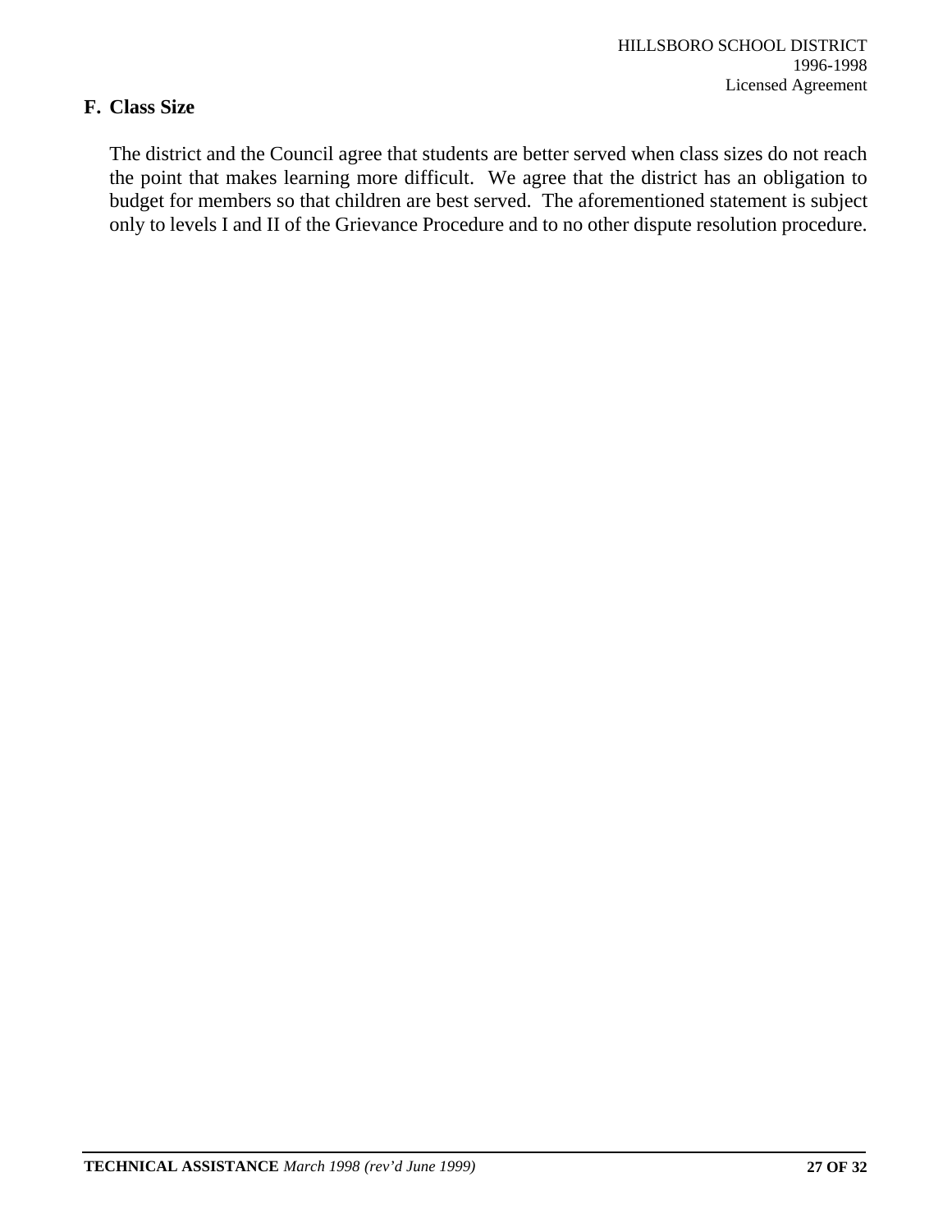## F. Class Size

The district and the Council agree that students are better served when class sizes do not reach the point that makes learning more difficult. We agree that the district has an obligation to budget for members so that children are best served. The aforementioned statement is subject only to levels I and II of the Grievance Procedure and to no other dispute resolution procedure.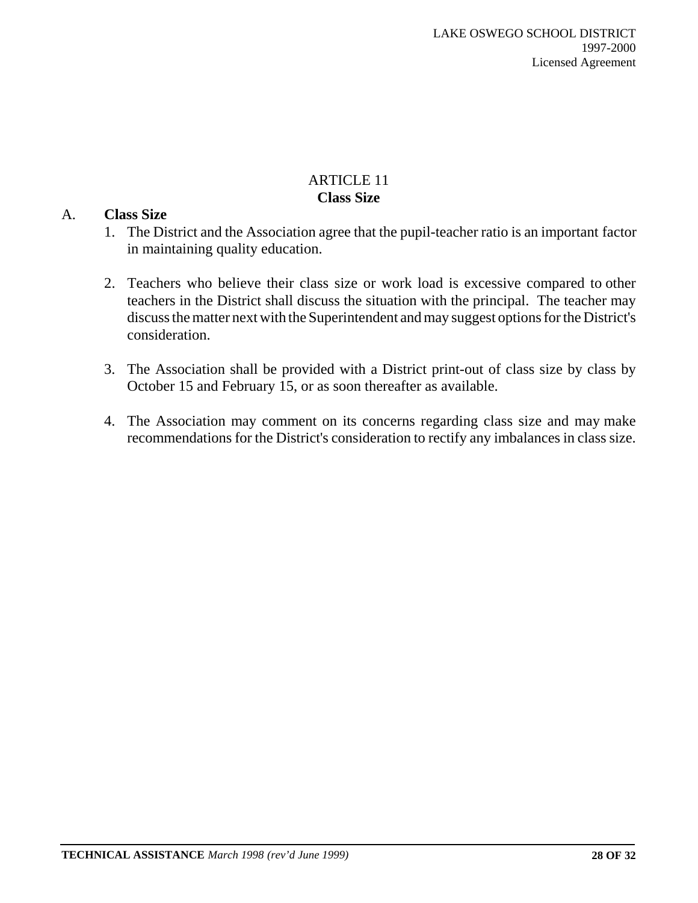# ARTICLE 11
## Class Size

A. **Class Size**

1. The District and the Association agree that the pupil-teacher ratio is an important factor in maintaining quality education.

2. Teachers who believe their class size or work load is excessive compared to other teachers in the District shall discuss the situation with the principal. The teacher may discuss the matter next with the Superintendent and may suggest options for the District's consideration.

3. The Association shall be provided with a District print-out of class size by class by October 15 and February 15, or as soon thereafter as available.

4. The Association may comment on its concerns regarding class size and may make recommendations for the District's consideration to rectify any imbalances in class size.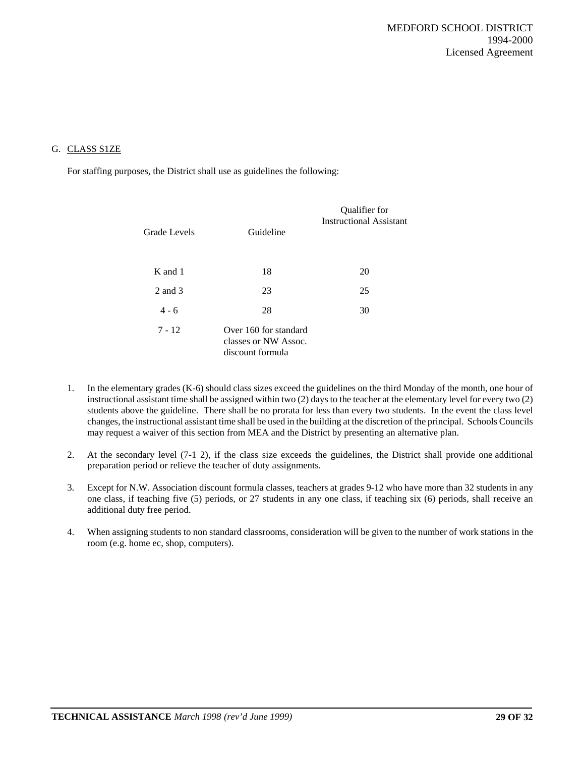## G. CLASS S1ZE

For staffing purposes, the District shall use as guidelines the following:

| Grade Levels | Guideline | Qualifier for Instructional Assistant |
|---|---|---|
| K and 1 | 18 | 20 |
| 2 and 3 | 23 | 25 |
| 4 - 6 | 28 | 30 |
| 7 - 12 | Over 160 for standard classes or NW Assoc. discount formula | |

1. In the elementary grades (K-6) should class sizes exceed the guidelines on the third Monday of the month, one hour of instructional assistant time shall be assigned within two (2) days to the teacher at the elementary level for every two (2) students above the guideline. There shall be no prorata for less than every two students. In the event the class level changes, the instructional assistant time shall be used in the building at the discretion of the principal. Schools Councils may request a waiver of this section from MEA and the District by presenting an alternative plan.

2. At the secondary level (7-1 2), if the class size exceeds the guidelines, the District shall provide one additional preparation period or relieve the teacher of duty assignments.

3. Except for N.W. Association discount formula classes, teachers at grades 9-12 who have more than 32 students in any one class, if teaching five (5) periods, or 27 students in any one class, if teaching six (6) periods, shall receive an additional duty free period.

4. When assigning students to non standard classrooms, consideration will be given to the number of work stations in the room (e.g. home ec, shop, computers).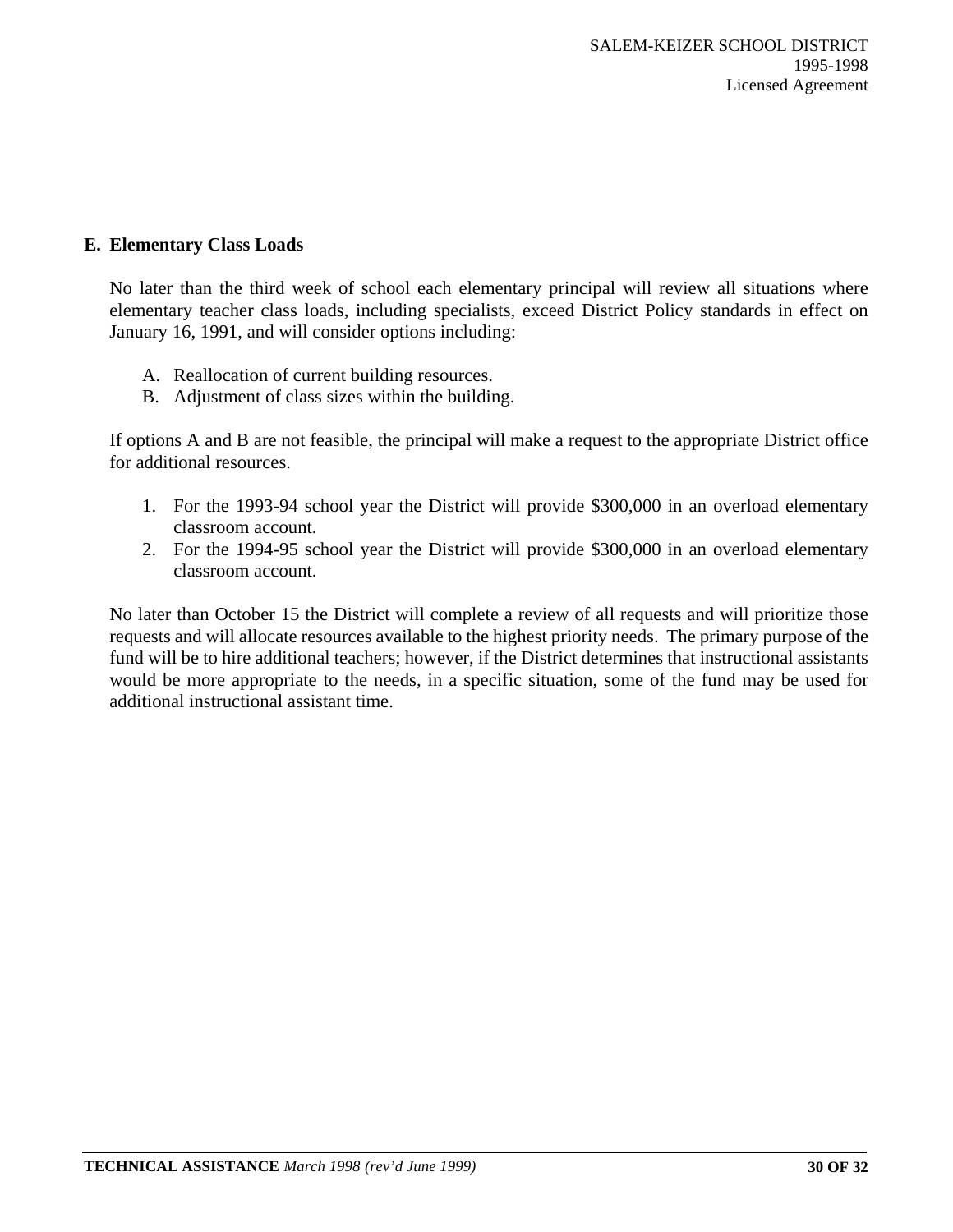## E. Elementary Class Loads

No later than the third week of school each elementary principal will review all situations where elementary teacher class loads, including specialists, exceed District Policy standards in effect on January 16, 1991, and will consider options including:

A. Reallocation of current building resources.
B. Adjustment of class sizes within the building.

If options A and B are not feasible, the principal will make a request to the appropriate District office for additional resources.

1. For the 1993-94 school year the District will provide $300,000 in an overload elementary classroom account.
2. For the 1994-95 school year the District will provide $300,000 in an overload elementary classroom account.

No later than October 15 the District will complete a review of all requests and will prioritize those requests and will allocate resources available to the highest priority needs. The primary purpose of the fund will be to hire additional teachers; however, if the District determines that instructional assistants would be more appropriate to the needs, in a specific situation, some of the fund may be used for additional instructional assistant time.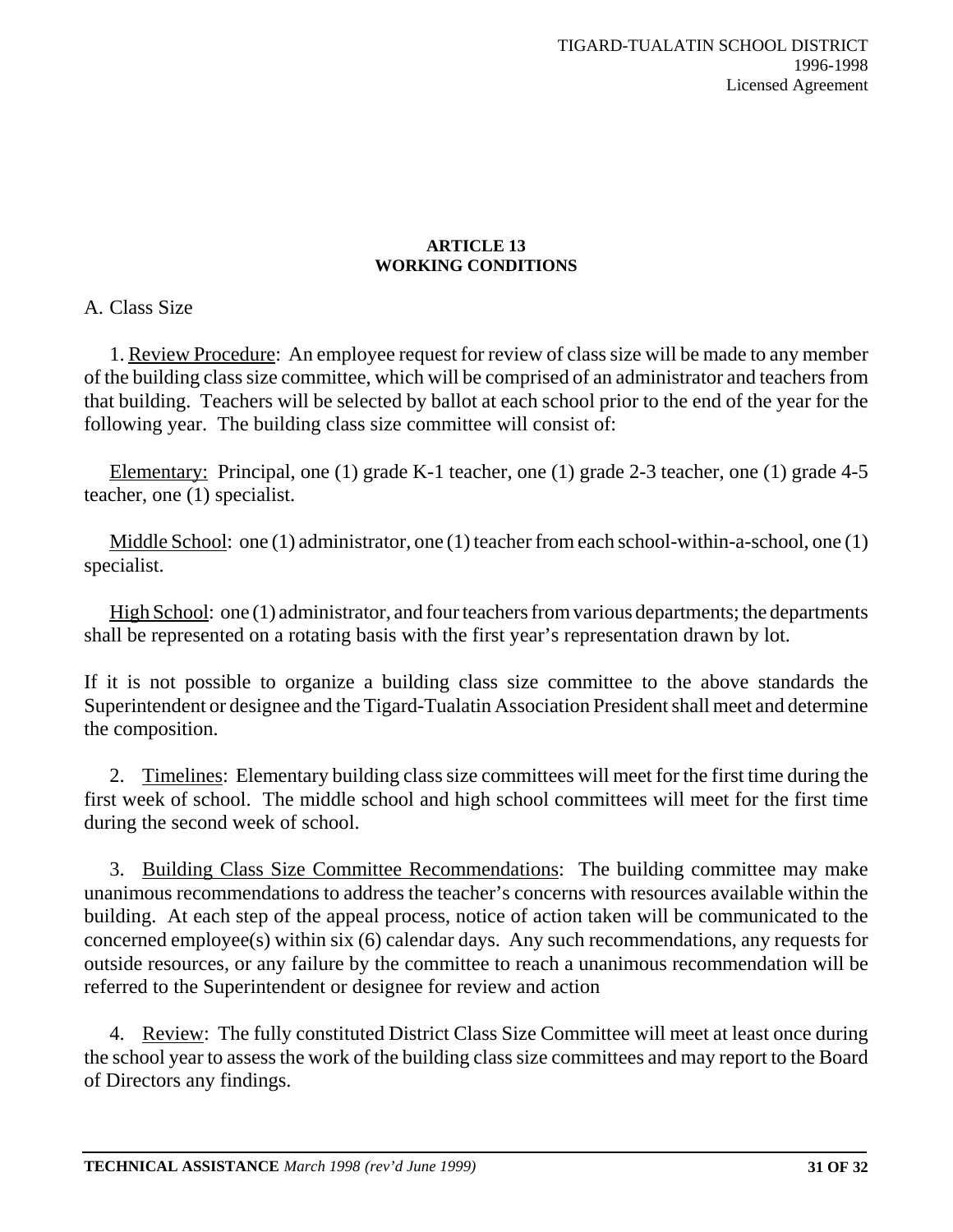## ARTICLE 13
## WORKING CONDITIONS

A. Class Size

1. Review Procedure: An employee request for review of class size will be made to any member of the building class size committee, which will be comprised of an administrator and teachers from that building. Teachers will be selected by ballot at each school prior to the end of the year for the following year. The building class size committee will consist of:

Elementary: Principal, one (1) grade K-1 teacher, one (1) grade 2-3 teacher, one (1) grade 4-5 teacher, one (1) specialist.

Middle School: one (1) administrator, one (1) teacher from each school-within-a-school, one (1) specialist.

High School: one (1) administrator, and four teachers from various departments; the departments shall be represented on a rotating basis with the first year's representation drawn by lot.

If it is not possible to organize a building class size committee to the above standards the Superintendent or designee and the Tigard-Tualatin Association President shall meet and determine the composition.

2. Timelines: Elementary building class size committees will meet for the first time during the first week of school. The middle school and high school committees will meet for the first time during the second week of school.

3. Building Class Size Committee Recommendations: The building committee may make unanimous recommendations to address the teacher's concerns with resources available within the building. At each step of the appeal process, notice of action taken will be communicated to the concerned employee(s) within six (6) calendar days. Any such recommendations, any requests for outside resources, or any failure by the committee to reach a unanimous recommendation will be referred to the Superintendent or designee for review and action

4. Review: The fully constituted District Class Size Committee will meet at least once during the school year to assess the work of the building class size committees and may report to the Board of Directors any findings.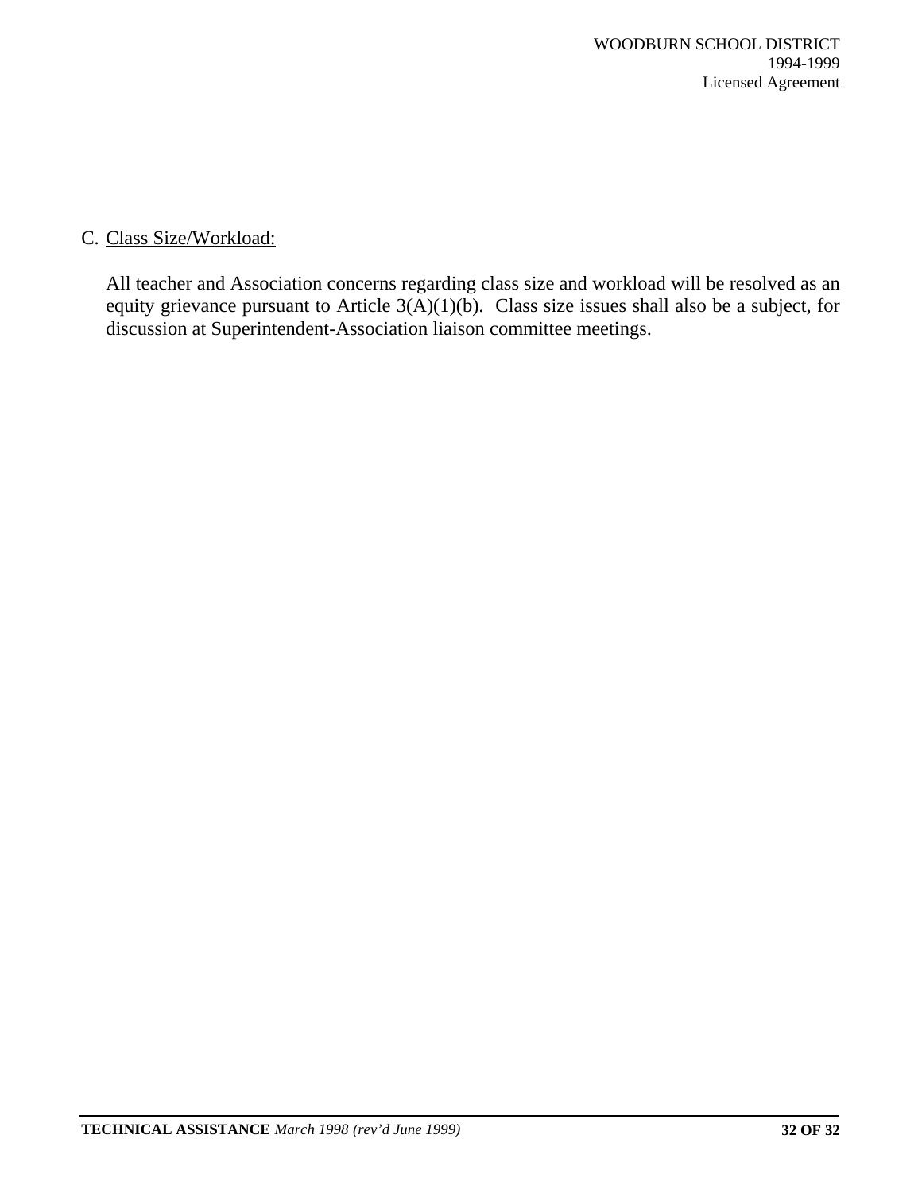C. Class Size/Workload:

All teacher and Association concerns regarding class size and workload will be resolved as an equity grievance pursuant to Article 3(A)(1)(b). Class size issues shall also be a subject, for discussion at Superintendent-Association liaison committee meetings.